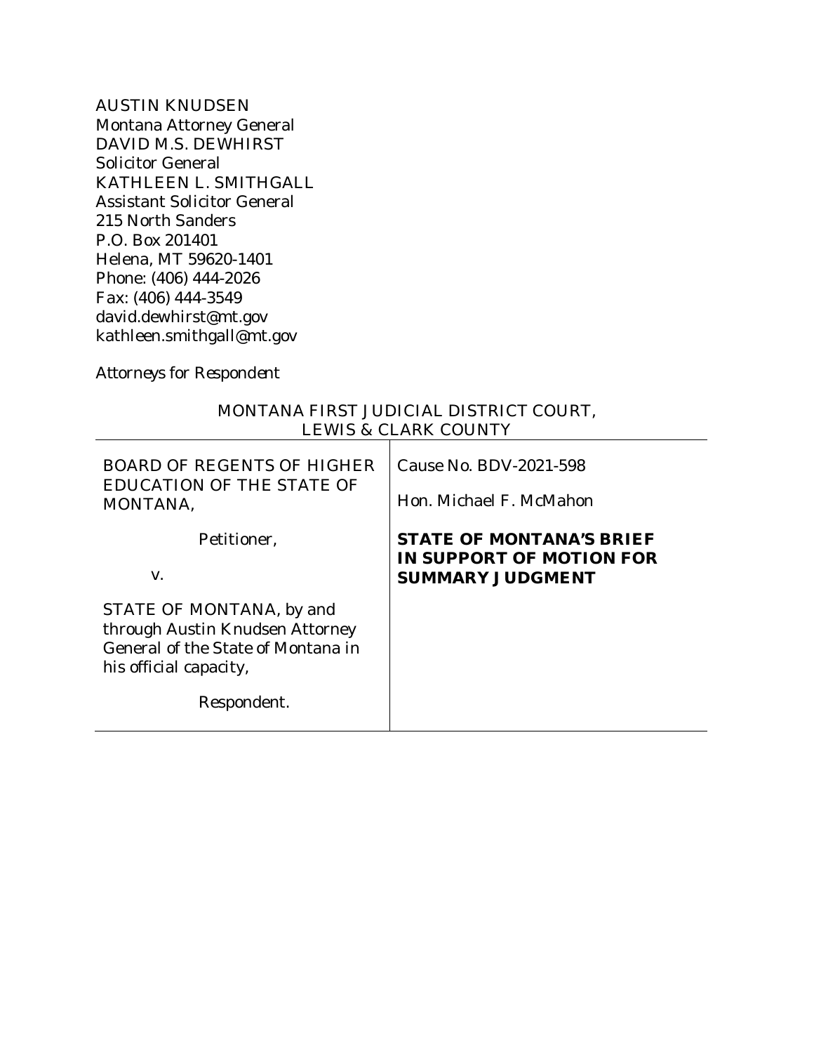AUSTIN KNUDSEN
Montana Attorney General
DAVID M.S. DEWHIRST
Solicitor General
KATHLEEN L. SMITHGALL
Assistant Solicitor General
215 North Sanders
P.O. Box 201401
Helena, MT 59620-1401
Phone: (406) 444-2026
Fax: (406) 444-3549
david.dewhirst@mt.gov
kathleen.smithgall@mt.gov

*Attorneys for Respondent*

MONTANA FIRST JUDICIAL DISTRICT COURT,
LEWIS & CLARK COUNTY

| | |
|---|---|
| BOARD OF REGENTS OF HIGHER EDUCATION OF THE STATE OF MONTANA,<br><br>Petitioner,<br><br>v.<br><br>STATE OF MONTANA, by and through Austin Knudsen Attorney General of the State of Montana in his official capacity,<br><br>Respondent. | Cause No. BDV-2021-598<br><br>Hon. Michael F. McMahon<br><br>**STATE OF MONTANA'S BRIEF IN SUPPORT OF MOTION FOR SUMMARY JUDGMENT** |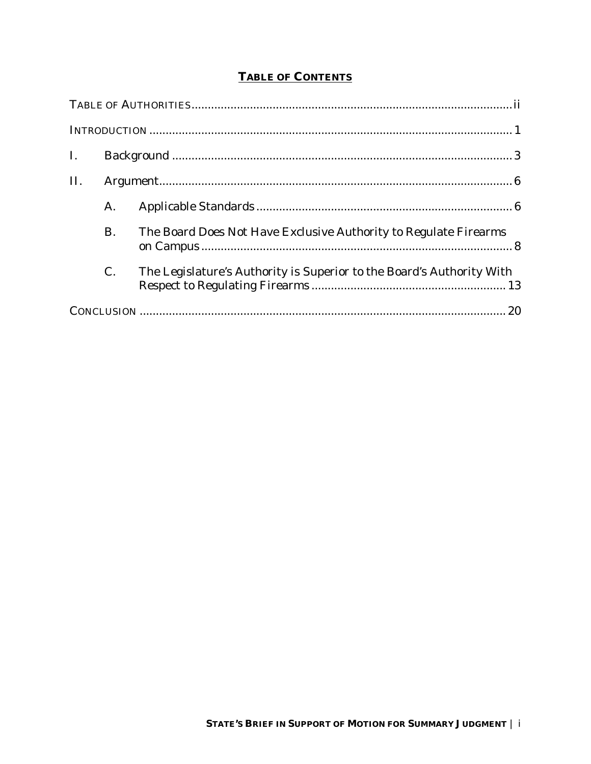## TABLE OF CONTENTS

TABLE OF AUTHORITIES .......... ii

INTRODUCTION .......... 1

I. Background .......... 3

II. Argument .......... 6

- A. Applicable Standards .......... 6
- B. The Board Does Not Have Exclusive Authority to Regulate Firearms on Campus .......... 8
- C. The Legislature's Authority is Superior to the Board's Authority With Respect to Regulating Firearms .......... 13

CONCLUSION .......... 20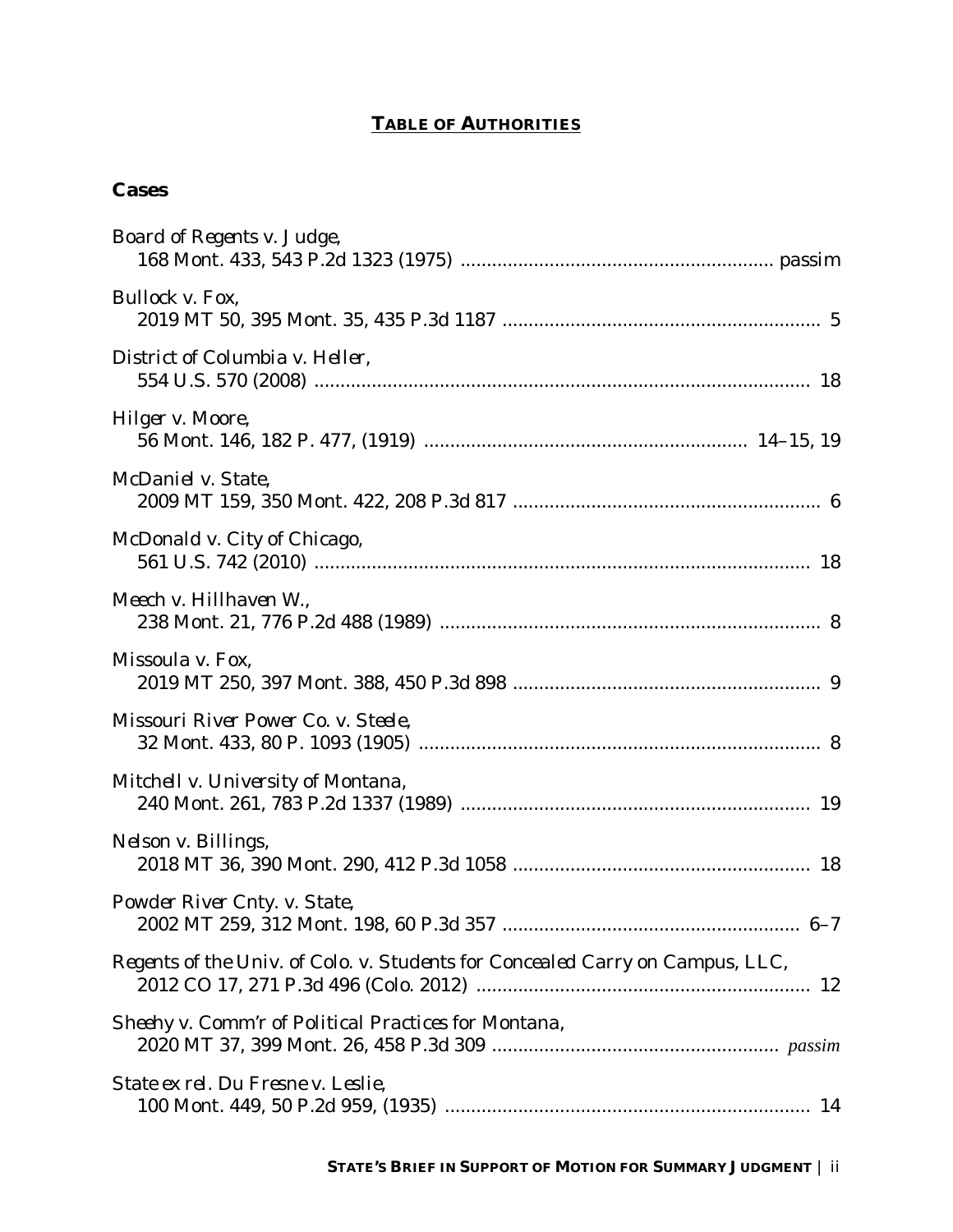## TABLE OF AUTHORITIES

### Cases

*Board of Regents v. Judge*,
168 Mont. 433, 543 P.2d 1323 (1975) .......................................................... passim

*Bullock v. Fox*,
2019 MT 50, 395 Mont. 35, 435 P.3d 1187 ........................................................... 5

*District of Columbia v. Heller*,
554 U.S. 570 (2008) ............................................................................................. 18

*Hilger v. Moore*,
56 Mont. 146, 182 P. 477, (1919) ........................................................... 14–15, 19

*McDaniel v. State*,
2009 MT 159, 350 Mont. 422, 208 P.3d 817 ......................................................... 6

*McDonald v. City of Chicago*,
561 U.S. 742 (2010) ............................................................................................. 18

*Meech v. Hillhaven W.*,
238 Mont. 21, 776 P.2d 488 (1989) ....................................................................... 8

*Missoula v. Fox*,
2019 MT 250, 397 Mont. 388, 450 P.3d 898 ......................................................... 9

*Missouri River Power Co. v. Steele*,
32 Mont. 433, 80 P. 1093 (1905) ........................................................................... 8

*Mitchell v. University of Montana*,
240 Mont. 261, 783 P.2d 1337 (1989) ................................................................. 19

*Nelson v. Billings*,
2018 MT 36, 390 Mont. 290, 412 P.3d 1058 ....................................................... 18

*Powder River Cnty. v. State*,
2002 MT 259, 312 Mont. 198, 60 P.3d 357 ....................................................... 6–7

*Regents of the Univ. of Colo. v. Students for Concealed Carry on Campus, LLC*,
2012 CO 17, 271 P.3d 496 (Colo. 2012) .............................................................. 12

*Sheehy v. Comm'r of Political Practices for Montana*,
2020 MT 37, 399 Mont. 26, 458 P.3d 309 ..................................................... *passim*

*State ex rel. Du Fresne v. Leslie*,
100 Mont. 449, 50 P.2d 959, (1935) .................................................................... 14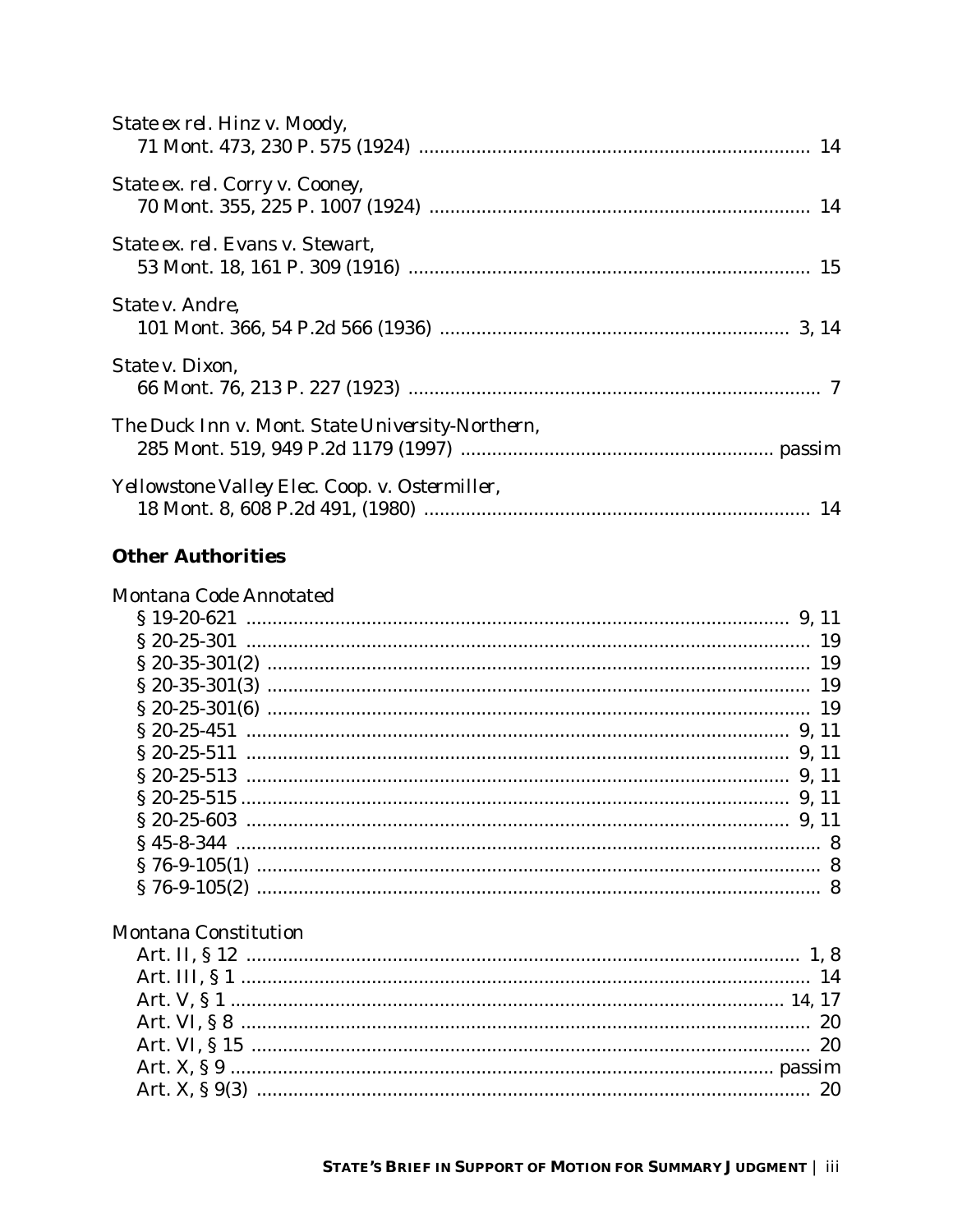*State ex rel. Hinz v. Moody*,
71 Mont. 473, 230 P. 575 (1924) ........................................................................ 14

*State ex. rel. Corry v. Cooney*,
70 Mont. 355, 225 P. 1007 (1924) ...................................................................... 14

*State ex. rel. Evans v. Stewart*,
53 Mont. 18, 161 P. 309 (1916) .......................................................................... 15

*State v. Andre*,
101 Mont. 366, 54 P.2d 566 (1936) ................................................................. 3, 14

*State v. Dixon*,
66 Mont. 76, 213 P. 227 (1923) ............................................................................ 7

*The Duck Inn v. Mont. State University-Northern*,
285 Mont. 519, 949 P.2d 1179 (1997) .......................................................... passim

*Yellowstone Valley Elec. Coop. v. Ostermiller*,
18 Mont. 8, 608 P.2d 491, (1980) ........................................................................ 14

## Other Authorities

Montana Code Annotated
- § 19-20-621 ....................................................................................................... 9, 11
- § 20-25-301 ........................................................................................................... 19
- § 20-35-301(2) ...................................................................................................... 19
- § 20-35-301(3) ...................................................................................................... 19
- § 20-25-301(6) ...................................................................................................... 19
- § 20-25-451 ....................................................................................................... 9, 11
- § 20-25-511 ....................................................................................................... 9, 11
- § 20-25-513 ....................................................................................................... 9, 11
- § 20-25-515 ....................................................................................................... 9, 11
- § 20-25-603 ....................................................................................................... 9, 11
- § 45-8-344 ............................................................................................................... 8
- § 76-9-105(1) .......................................................................................................... 8
- § 76-9-105(2) .......................................................................................................... 8

Montana Constitution
- Art. II, § 12 ......................................................................................................... 1, 8
- Art. III, § 1 ............................................................................................................ 14
- Art. V, § 1 ........................................................................................................ 14, 17
- Art. VI, § 8 ............................................................................................................ 20
- Art. VI, § 15 .......................................................................................................... 20
- Art. X, § 9 ....................................................................................................... passim
- Art. X, § 9(3) ........................................................................................................ 20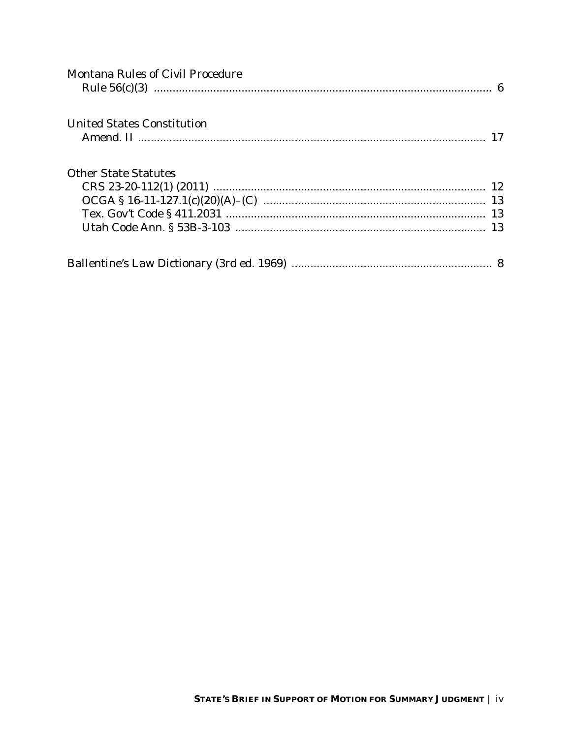Montana Rules of Civil Procedure
  Rule 56(c)(3) .......................................................................................................... 6

United States Constitution
  Amend. II .............................................................................................................. 17

Other State Statutes
  CRS 23-20-112(1) (2011) ..................................................................................... 12
  OCGA § 16-11-127.1(c)(20)(A)–(C) ..................................................................... 13
  Tex. Gov't Code § 411.2031 ................................................................................. 13
  Utah Code Ann. § 53B-3-103 .............................................................................. 13

Ballentine's Law Dictionary (3rd ed. 1969) ............................................................... 8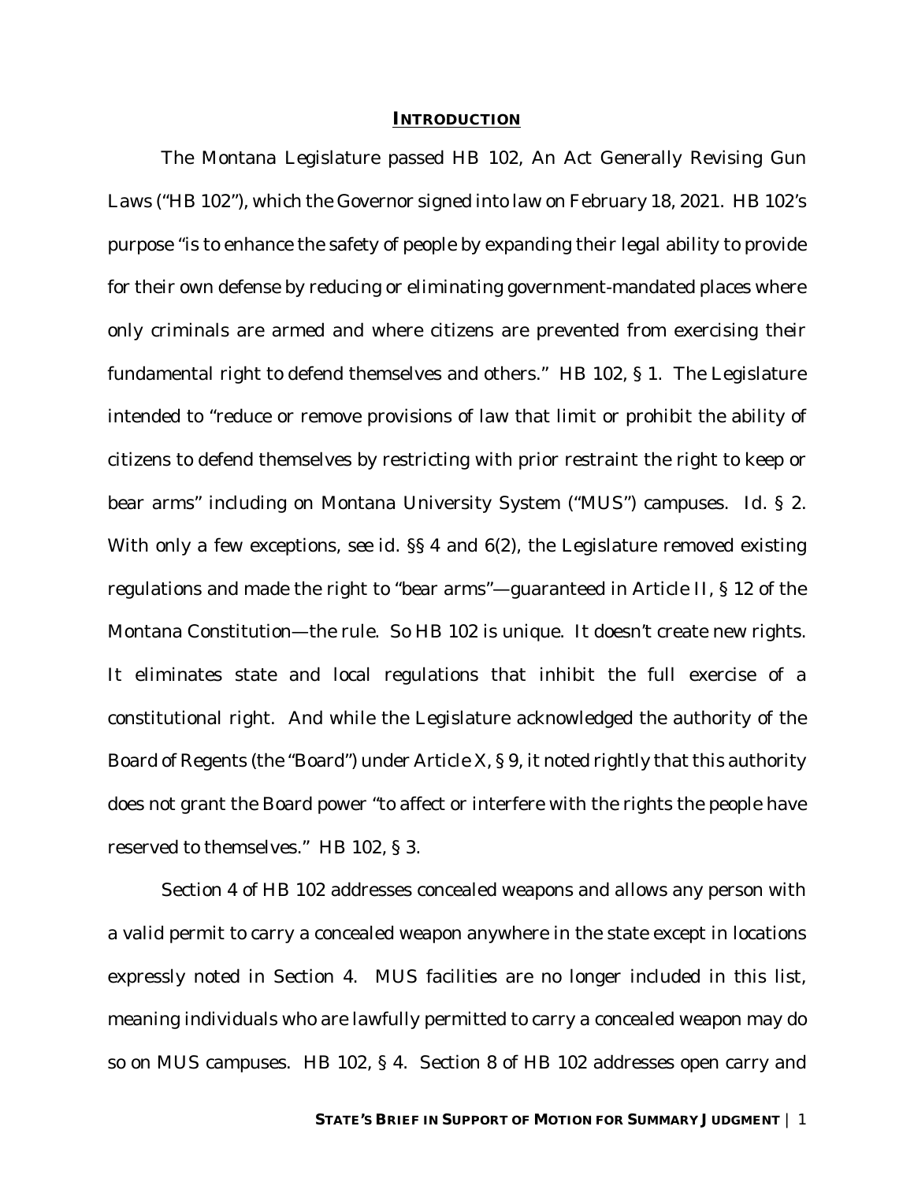## INTRODUCTION

The Montana Legislature passed HB 102, An Act Generally Revising Gun Laws ("HB 102"), which the Governor signed into law on February 18, 2021. HB 102's purpose "is to enhance the safety of people by expanding their legal ability to provide for their own defense by reducing or eliminating government-mandated places where only criminals are armed and where citizens are prevented from exercising their fundamental right to defend themselves and others." HB 102, § 1. The Legislature intended to "reduce or remove provisions of law that limit or prohibit the ability of citizens to defend themselves by restricting with prior restraint the right to keep or bear arms" including on Montana University System ("MUS") campuses. *Id.* § 2. With only a few exceptions, *see id.* §§ 4 and 6(2), the Legislature removed existing regulations and made the right to "bear arms"—guaranteed in Article II, § 12 of the Montana Constitution—the rule. So HB 102 is unique. It doesn't create new rights. It eliminates state and local regulations that inhibit the full exercise of a constitutional right. And while the Legislature acknowledged the authority of the Board of Regents (the "Board") under Article X, § 9, it noted rightly that this authority does not grant the Board power "to affect or interfere with the rights the people have reserved to themselves." HB 102, § 3.

Section 4 of HB 102 addresses concealed weapons and allows any person with a valid permit to carry a concealed weapon anywhere in the state except in locations expressly noted in Section 4. MUS facilities are no longer included in this list, meaning individuals who are lawfully permitted to carry a concealed weapon may do so on MUS campuses. HB 102, § 4. Section 8 of HB 102 addresses open carry and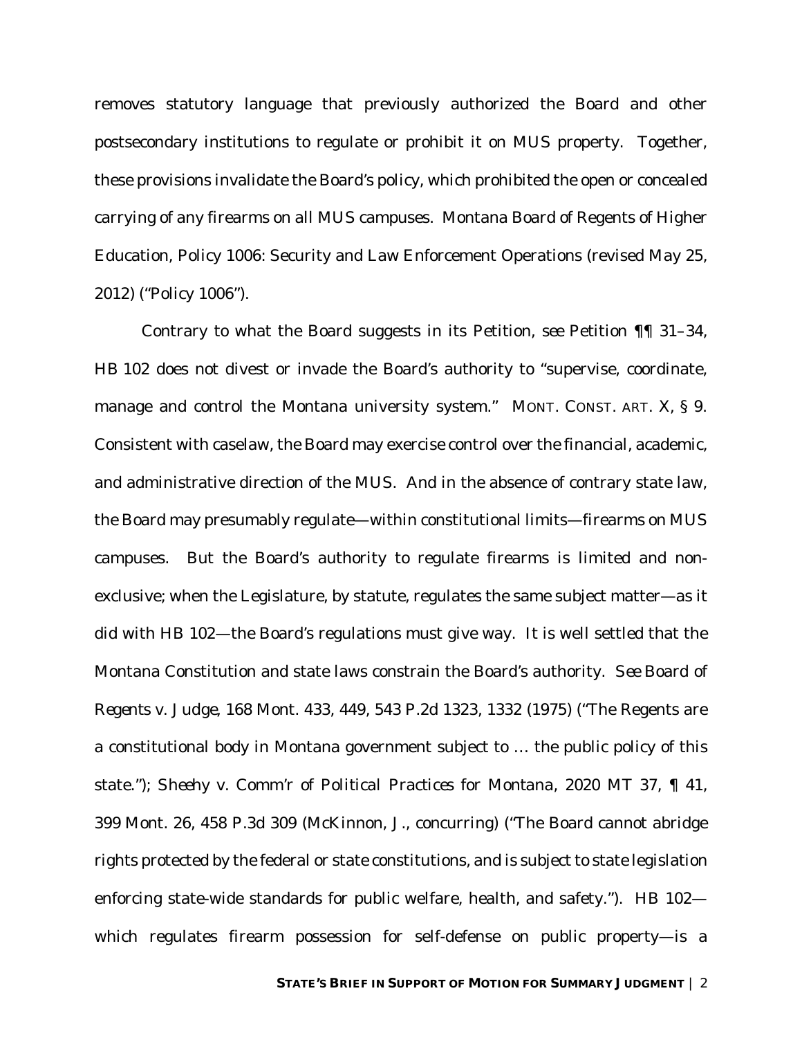removes statutory language that previously authorized the Board and other postsecondary institutions to regulate or prohibit it on MUS property. Together, these provisions invalidate the Board's policy, which prohibited the open or concealed carrying of any firearms on all MUS campuses. Montana Board of Regents of Higher Education, Policy 1006: Security and Law Enforcement Operations (revised May 25, 2012) ("Policy 1006").

Contrary to what the Board suggests in its Petition, *see* Petition ¶¶ 31–34, HB 102 does not divest or invade the Board's authority to "supervise, coordinate, manage and control the Montana university system." MONT. CONST. ART. X, § 9. Consistent with caselaw, the Board may exercise control over the financial, academic, and administrative direction of the MUS. And in the absence of contrary state law, the Board may presumably regulate—within constitutional limits—firearms on MUS campuses. But the Board's authority to regulate firearms is limited and non-exclusive; when the Legislature, by statute, regulates the same subject matter—as it did with HB 102—the Board's regulations must give way. It is well settled that the Montana Constitution and state laws constrain the Board's authority. *See Board of Regents v. Judge*, 168 Mont. 433, 449, 543 P.2d 1323, 1332 (1975) ("The Regents are a constitutional body in Montana government subject to … the public policy of this state."); *Sheehy v. Comm'r of Political Practices for Montana*, 2020 MT 37, ¶ 41, 399 Mont. 26, 458 P.3d 309 (McKinnon, J., concurring) ("The Board cannot abridge rights protected by the federal or state constitutions, and is subject to state legislation enforcing state-wide standards for public welfare, health, and safety."). HB 102—which regulates firearm possession for self-defense on public property—is a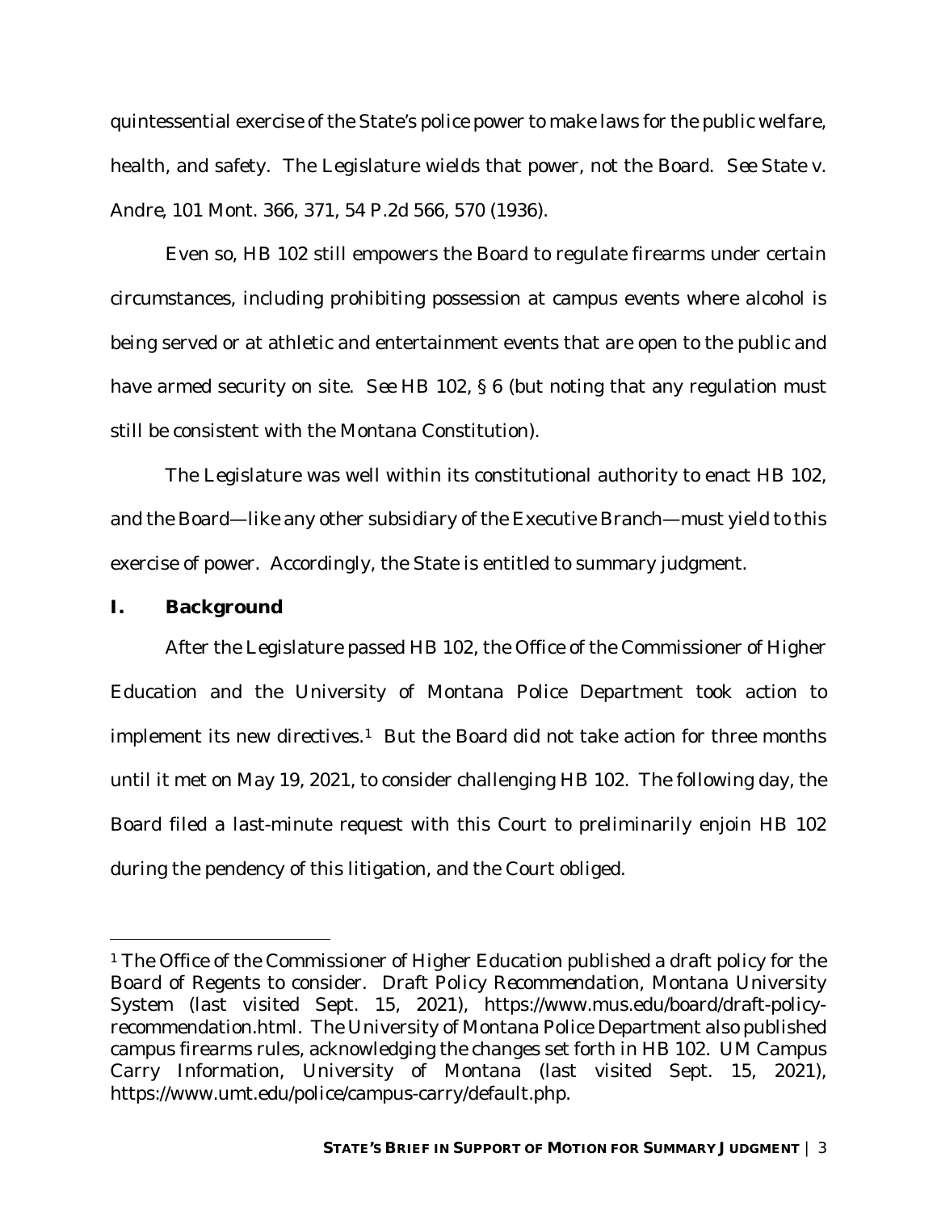quintessential exercise of the State's police power to make laws for the public welfare, health, and safety. The Legislature wields that power, not the Board. *See State v. Andre*, 101 Mont. 366, 371, 54 P.2d 566, 570 (1936).

Even so, HB 102 still empowers the Board to regulate firearms under certain circumstances, including prohibiting possession at campus events where alcohol is being served or at athletic and entertainment events that are open to the public and have armed security on site. *See* HB 102, § 6 (but noting that any regulation must still be consistent with the Montana Constitution).

The Legislature was well within its constitutional authority to enact HB 102, and the Board—like any other subsidiary of the Executive Branch—must yield to this exercise of power. Accordingly, the State is entitled to summary judgment.

## I. Background

After the Legislature passed HB 102, the Office of the Commissioner of Higher Education and the University of Montana Police Department took action to implement its new directives.[1] But the Board did not take action for three months until it met on May 19, 2021, to consider challenging HB 102. The following day, the Board filed a last-minute request with this Court to preliminarily enjoin HB 102 during the pendency of this litigation, and the Court obliged.

---

[1] The Office of the Commissioner of Higher Education published a draft policy for the Board of Regents to consider. *Draft Policy Recommendation*, Montana University System (last visited Sept. 15, 2021), https://www.mus.edu/board/draft-policy-recommendation.html. The University of Montana Police Department also published campus firearms rules, acknowledging the changes set forth in HB 102. *UM Campus Carry Information*, University of Montana (last visited Sept. 15, 2021), https://www.umt.edu/police/campus-carry/default.php.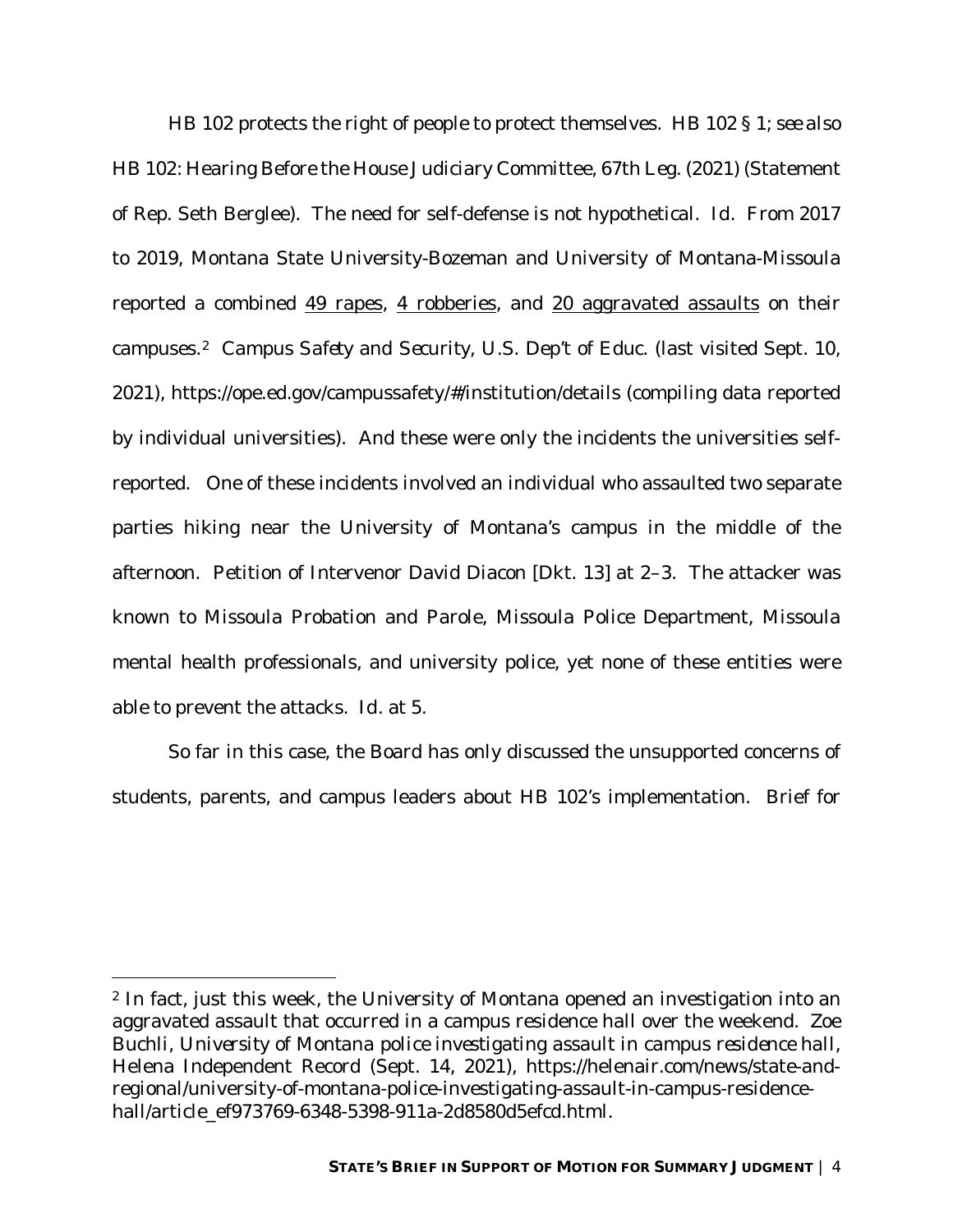HB 102 protects the right of people to protect themselves. HB 102 § 1; *see also* HB 102: Hearing Before the House Judiciary Committee, 67th Leg. (2021) (Statement of Rep. Seth Berglee). The need for self-defense is not hypothetical. *Id.* From 2017 to 2019, Montana State University-Bozeman and University of Montana-Missoula reported a combined <u>49 rapes</u>, <u>4 robberies</u>, and <u>20 aggravated assaults</u> on their campuses.[2] *Campus Safety and Security*, U.S. Dep't of Educ. (last visited Sept. 10, 2021), https://ope.ed.gov/campussafety/#/institution/details (compiling data reported by individual universities). And these were only the incidents the universities self-reported. One of these incidents involved an individual who assaulted two separate parties hiking near the University of Montana's campus in the middle of the afternoon. Petition of Intervenor David Diacon [Dkt. 13] at 2–3. The attacker was known to Missoula Probation and Parole, Missoula Police Department, Missoula mental health professionals, and university police, yet none of these entities were able to prevent the attacks. *Id.* at 5.

So far in this case, the Board has only discussed the unsupported concerns of students, parents, and campus leaders about HB 102's implementation. Brief for

---

[2] In fact, just this week, the University of Montana opened an investigation into an aggravated assault that occurred in a campus residence hall over the weekend. Zoe Buchli, *University of Montana police investigating assault in campus residence hall*, Helena Independent Record (Sept. 14, 2021), https://helenair.com/news/state-and-regional/university-of-montana-police-investigating-assault-in-campus-residence-hall/article_ef973769-6348-5398-911a-2d8580d5efcd.html.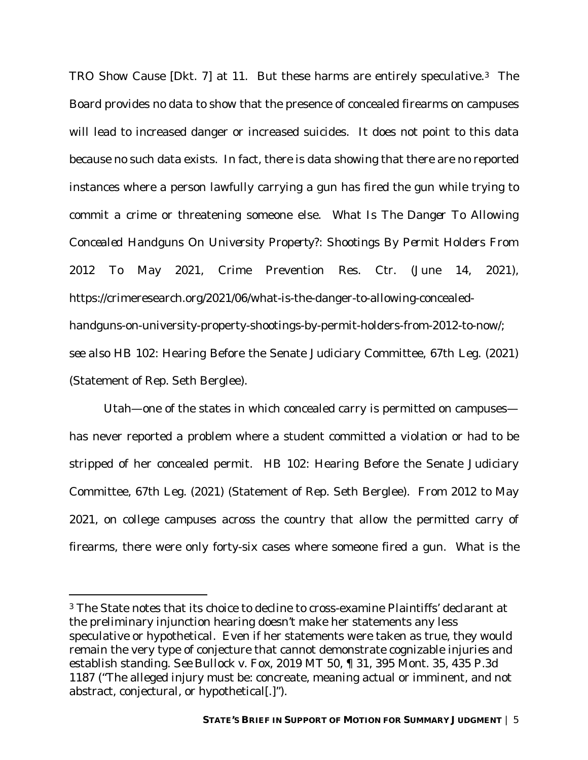TRO Show Cause [Dkt. 7] at 11. But these harms are entirely speculative.[3] The Board provides no data to show that the presence of concealed firearms on campuses will lead to increased danger or increased suicides. It does not point to this data because no such data exists. In fact, there is data showing that there are no reported instances where a person lawfully carrying a gun has fired the gun while trying to commit a crime or threatening someone else. *What Is The Danger To Allowing Concealed Handguns On University Property?: Shootings By Permit Holders From 2012 To May 2021*, Crime Prevention Res. Ctr. (June 14, 2021), https://crimeresearch.org/2021/06/what-is-the-danger-to-allowing-concealed-handguns-on-university-property-shootings-by-permit-holders-from-2012-to-now/; *see also* HB 102: Hearing Before the Senate Judiciary Committee, 67th Leg. (2021) (Statement of Rep. Seth Berglee).

Utah—one of the states in which concealed carry is permitted on campuses—has never reported a problem where a student committed a violation or had to be stripped of her concealed permit. HB 102: Hearing Before the Senate Judiciary Committee, 67th Leg. (2021) (Statement of Rep. Seth Berglee). From 2012 to May 2021, on college campuses across the country that allow the permitted carry of firearms, there were only forty-six cases where someone fired a gun. What is the

[3] The State notes that its choice to decline to cross-examine Plaintiffs' declarant at the preliminary injunction hearing doesn't make her statements any less speculative or hypothetical. Even if her statements were taken as true, they would remain the very type of conjecture that cannot demonstrate cognizable injuries and establish standing. *See Bullock v. Fox*, 2019 MT 50, ¶ 31, 395 Mont. 35, 435 P.3d 1187 ("The alleged injury must be: concreate, meaning actual or imminent, and not abstract, conjectural, or hypothetical[.]").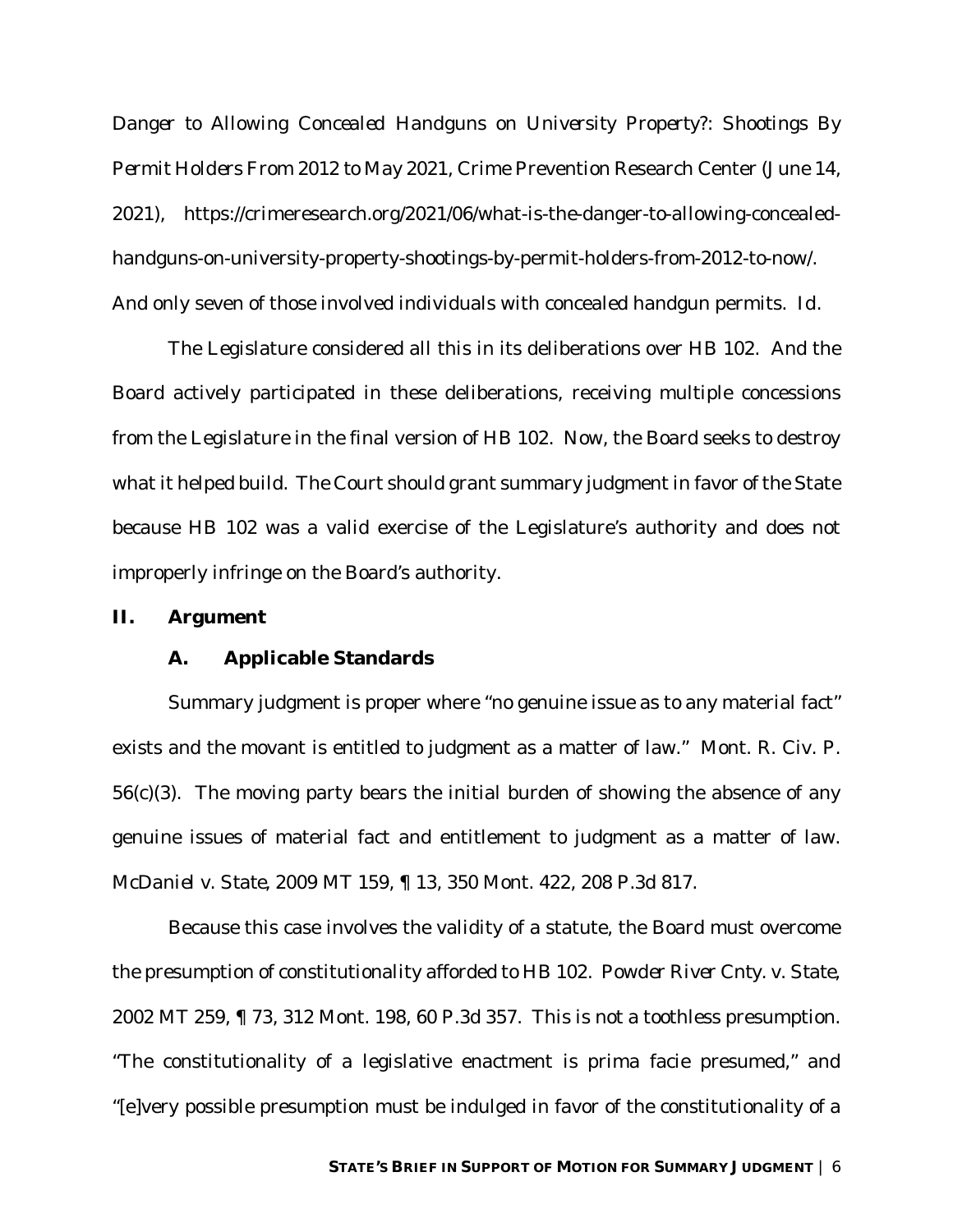*Danger to Allowing Concealed Handguns on University Property?: Shootings By Permit Holders From 2012 to May 2021*, Crime Prevention Research Center (June 14, 2021), https://crimeresearch.org/2021/06/what-is-the-danger-to-allowing-concealed-handguns-on-university-property-shootings-by-permit-holders-from-2012-to-now/. And only seven of those involved individuals with concealed handgun permits. *Id.*

The Legislature considered all this in its deliberations over HB 102. And the Board actively participated in these deliberations, receiving multiple concessions from the Legislature in the final version of HB 102. Now, the Board seeks to destroy what it helped build. The Court should grant summary judgment in favor of the State because HB 102 was a valid exercise of the Legislature's authority and does not improperly infringe on the Board's authority.

## II. Argument

### A. Applicable Standards

Summary judgment is proper where "no genuine issue as to any material fact" exists and the movant is entitled to judgment as a matter of law." Mont. R. Civ. P. 56(c)(3). The moving party bears the initial burden of showing the absence of any genuine issues of material fact and entitlement to judgment as a matter of law. *McDaniel v. State*, 2009 MT 159, ¶ 13, 350 Mont. 422, 208 P.3d 817.

Because this case involves the validity of a statute, the Board must overcome the presumption of constitutionality afforded to HB 102. *Powder River Cnty. v. State*, 2002 MT 259, ¶ 73, 312 Mont. 198, 60 P.3d 357. This is not a toothless presumption. "The constitutionality of a legislative enactment is prima facie presumed," and "[e]very possible presumption must be indulged in favor of the constitutionality of a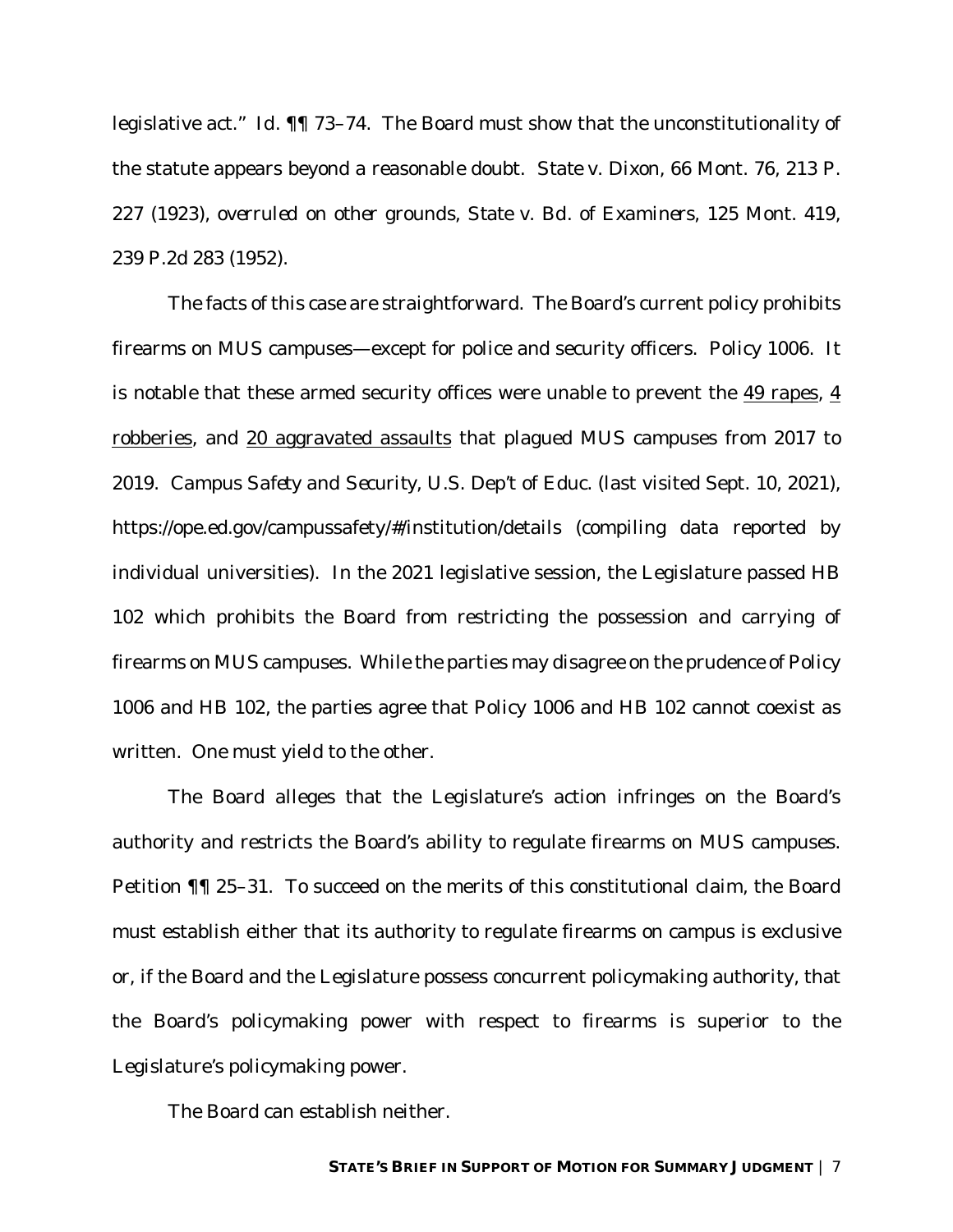legislative act." *Id.* ¶¶ 73–74. The Board must show that the unconstitutionality of the statute appears beyond a reasonable doubt. *State v. Dixon*, 66 Mont. 76, 213 P. 227 (1923), *overruled on other grounds*, *State v. Bd. of Examiners*, 125 Mont. 419, 239 P.2d 283 (1952).

The facts of this case are straightforward. The Board's current policy prohibits firearms on MUS campuses—except for police and security officers. Policy 1006. It is notable that these armed security offices were unable to prevent the 49 rapes, 4 robberies, and 20 aggravated assaults that plagued MUS campuses from 2017 to 2019. *Campus Safety and Security*, U.S. Dep't of Educ. (last visited Sept. 10, 2021), https://ope.ed.gov/campussafety/#/institution/details (compiling data reported by individual universities). In the 2021 legislative session, the Legislature passed HB 102 which prohibits the Board from restricting the possession and carrying of firearms on MUS campuses. While the parties may disagree on the prudence of Policy 1006 and HB 102, the parties agree that Policy 1006 and HB 102 cannot coexist as written. One must yield to the other.

The Board alleges that the Legislature's action infringes on the Board's authority and restricts the Board's ability to regulate firearms on MUS campuses. Petition ¶¶ 25–31. To succeed on the merits of this constitutional claim, the Board must establish either that its authority to regulate firearms on campus is exclusive or, if the Board and the Legislature possess concurrent policymaking authority, that the Board's policymaking power with respect to firearms is superior to the Legislature's policymaking power.

The Board can establish neither.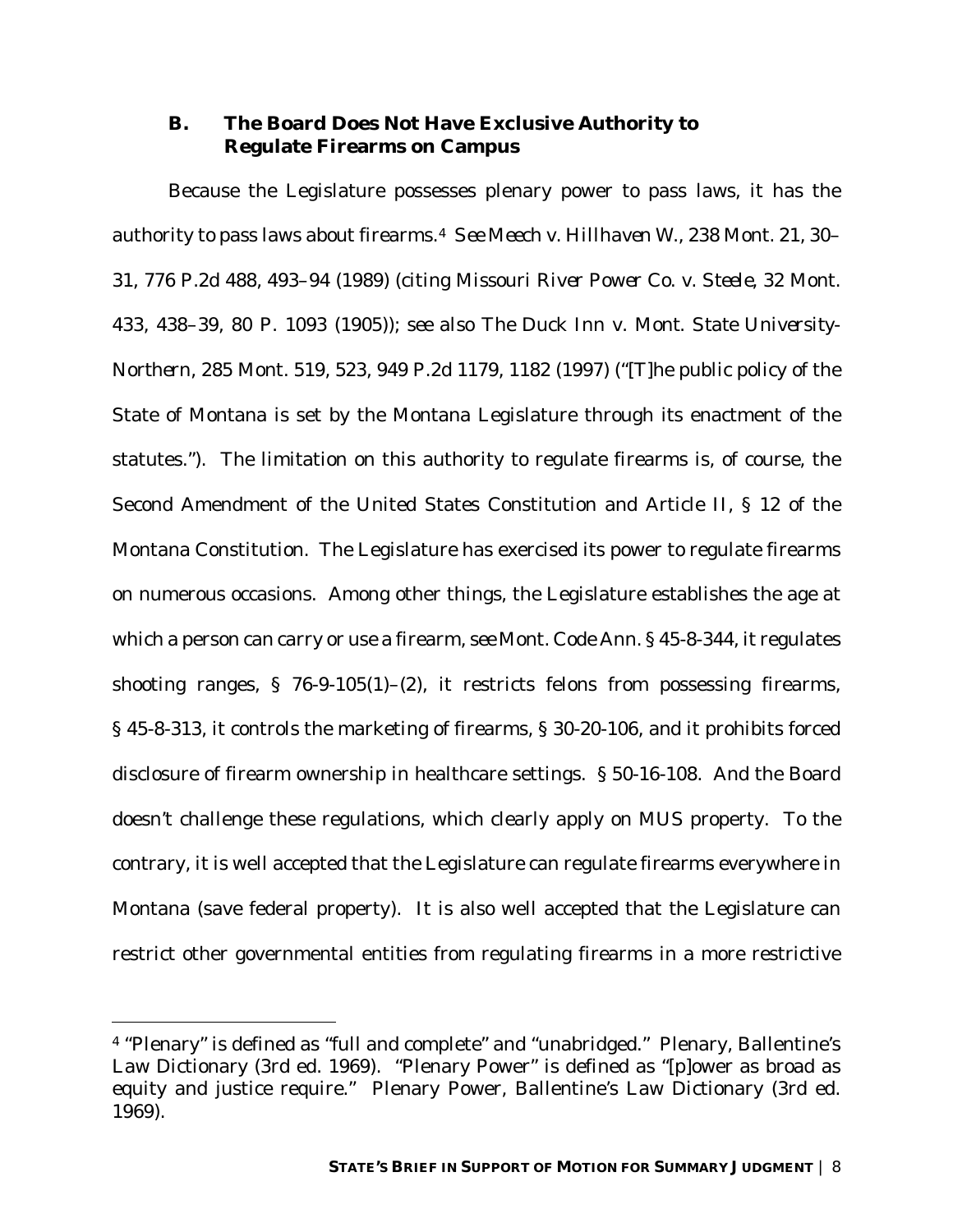### B. The Board Does Not Have Exclusive Authority to Regulate Firearms on Campus

Because the Legislature possesses plenary power to pass laws, it has the authority to pass laws about firearms.[4] *See Meech v. Hillhaven W.*, 238 Mont. 21, 30–31, 776 P.2d 488, 493–94 (1989) (citing *Missouri River Power Co. v. Steele*, 32 Mont. 433, 438–39, 80 P. 1093 (1905)); *see also The Duck Inn v. Mont. State University-Northern*, 285 Mont. 519, 523, 949 P.2d 1179, 1182 (1997) ("[T]he public policy of the State of Montana is set by the Montana Legislature through its enactment of the statutes."). The limitation on this authority to regulate firearms is, of course, the Second Amendment of the United States Constitution and Article II, § 12 of the Montana Constitution. The Legislature has exercised its power to regulate firearms on numerous occasions. Among other things, the Legislature establishes the age at which a person can carry or use a firearm, *see* Mont. Code Ann. § 45-8-344, it regulates shooting ranges, § 76-9-105(1)–(2), it restricts felons from possessing firearms, § 45-8-313, it controls the marketing of firearms, § 30-20-106, and it prohibits forced disclosure of firearm ownership in healthcare settings. § 50-16-108. And the Board doesn't challenge these regulations, which clearly apply on MUS property. To the contrary, it is well accepted that the Legislature can regulate firearms everywhere in Montana (save federal property). It is also well accepted that the Legislature can restrict other governmental entities from regulating firearms in a more restrictive

---

[4] "Plenary" is defined as "full and complete" and "unabridged." Plenary, Ballentine's Law Dictionary (3rd ed. 1969). "Plenary Power" is defined as "[p]ower as broad as equity and justice require." Plenary Power, Ballentine's Law Dictionary (3rd ed. 1969).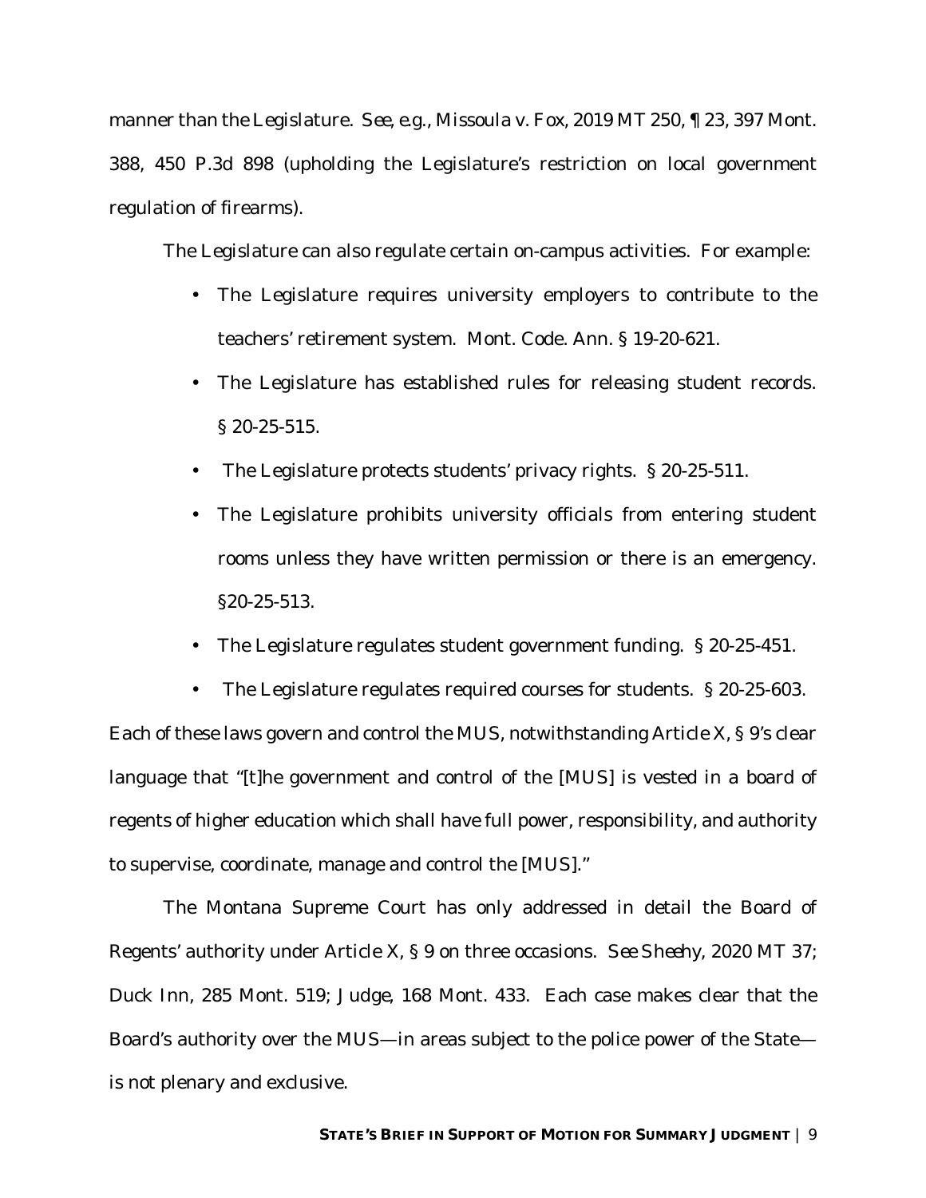manner than the Legislature. *See, e.g.*, *Missoula v. Fox*, 2019 MT 250, ¶ 23, 397 Mont. 388, 450 P.3d 898 (upholding the Legislature's restriction on local government regulation of firearms).

The Legislature can also regulate certain on-campus activities. For example:

- The Legislature requires university employers to contribute to the teachers' retirement system. Mont. Code. Ann. § 19-20-621.
- The Legislature has established rules for releasing student records. § 20-25-515.
- The Legislature protects students' privacy rights. § 20-25-511.
- The Legislature prohibits university officials from entering student rooms unless they have written permission or there is an emergency. §20-25-513.
- The Legislature regulates student government funding. § 20-25-451.
- The Legislature regulates required courses for students. § 20-25-603.

Each of these laws govern and control the MUS, notwithstanding Article X, § 9's clear language that "[t]he government and control of the [MUS] is vested in a board of regents of higher education which shall have full power, responsibility, and authority to supervise, coordinate, manage and control the [MUS]."

The Montana Supreme Court has only addressed in detail the Board of Regents' authority under Article X, § 9 on three occasions. *See Sheehy*, 2020 MT 37; *Duck Inn*, 285 Mont. 519; *Judge*, 168 Mont. 433. Each case makes clear that the Board's authority over the MUS—in areas subject to the police power of the State—is not plenary and exclusive.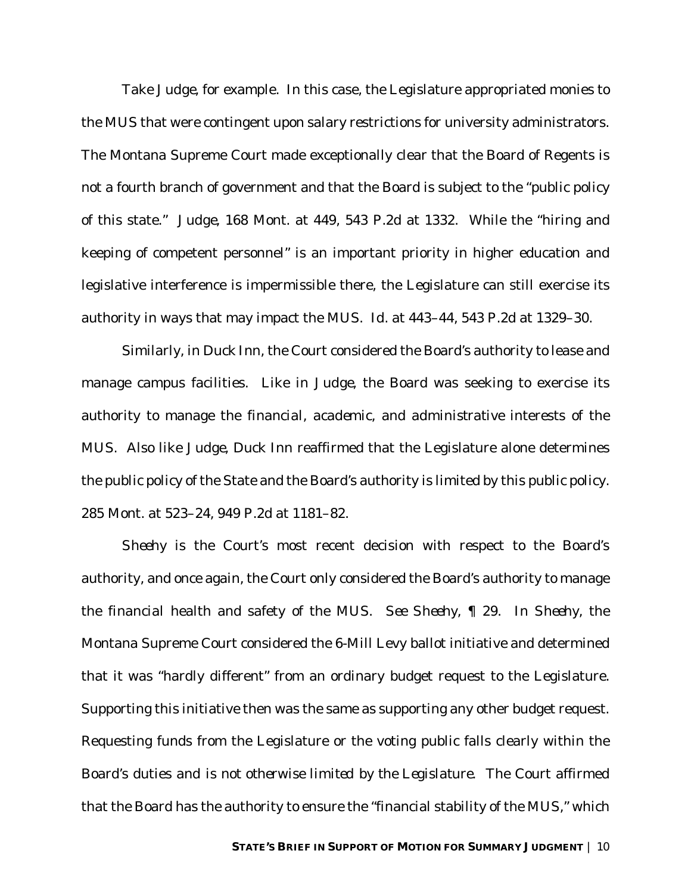Take *Judge*, for example. In this case, the Legislature appropriated monies to the MUS that were contingent upon salary restrictions for university administrators. The Montana Supreme Court made exceptionally clear that the Board of Regents is not a fourth branch of government and that the Board is subject to the "public policy of this state." *Judge*, 168 Mont. at 449, 543 P.2d at 1332. While the "hiring and keeping of competent personnel" is an important priority in higher education and legislative interference is impermissible there, the Legislature can still exercise its authority in ways that may impact the MUS. *Id.* at 443–44, 543 P.2d at 1329–30.

Similarly, in *Duck Inn*, the Court considered the Board's authority to lease and manage campus facilities. Like in *Judge*, the Board was seeking to exercise its authority to manage the financial, academic, and administrative interests of the MUS. Also like *Judge*, *Duck Inn* reaffirmed that the Legislature alone determines the public policy of the State and the Board's authority is limited by this public policy. 285 Mont. at 523–24, 949 P.2d at 1181–82.

*Sheehy* is the Court's most recent decision with respect to the Board's authority, and once again, the Court only considered the Board's authority to manage the financial health and safety of the MUS. *See Sheehy*, ¶ 29. In *Sheehy*, the Montana Supreme Court considered the 6-Mill Levy ballot initiative and determined that it was "hardly different" from an ordinary budget request to the Legislature. Supporting this initiative then was the same as supporting any other budget request. Requesting funds from the Legislature or the voting public falls clearly within the Board's duties and is *not otherwise limited by the Legislature*. The Court affirmed that the Board has the authority to ensure the "financial stability of the MUS," which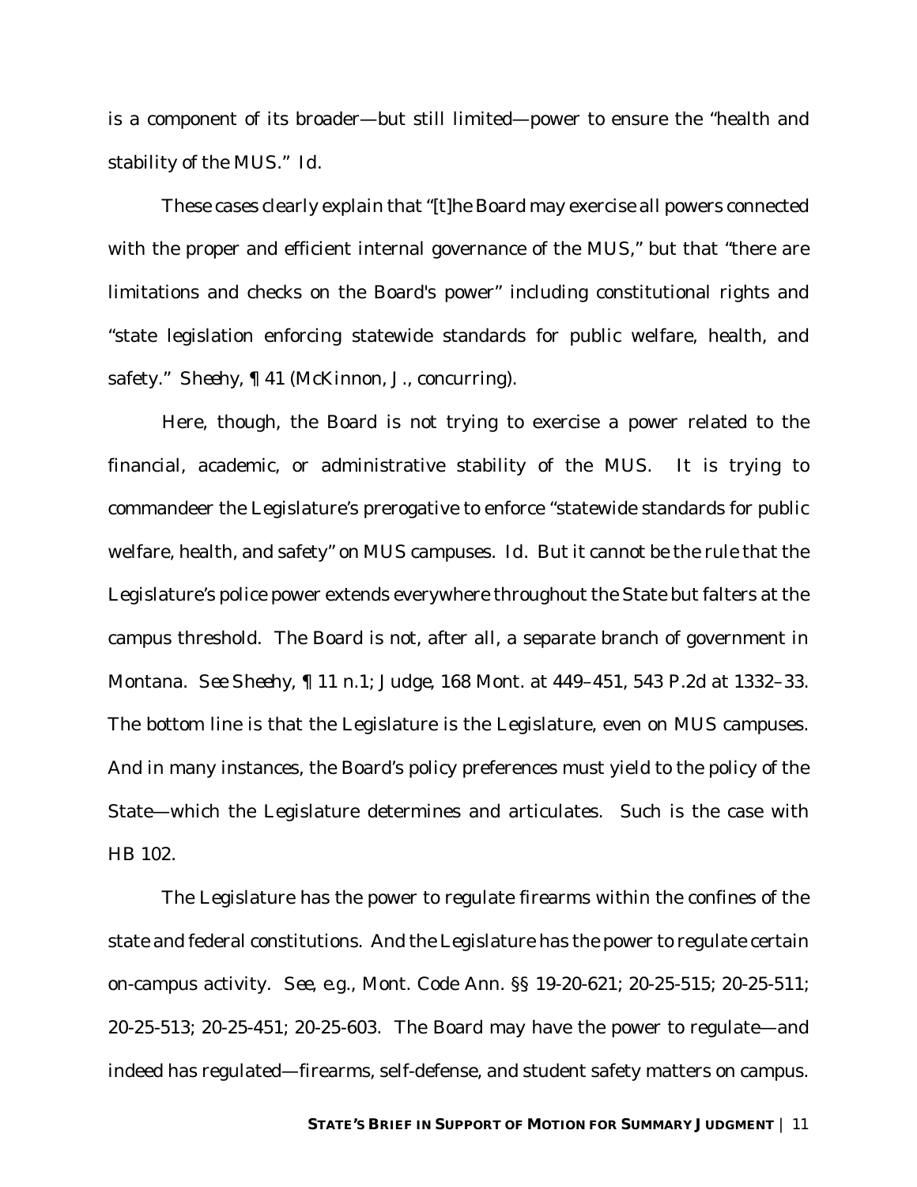is a component of its broader—but still limited—power to ensure the "health and stability of the MUS." *Id.*

These cases clearly explain that "[t]he Board may exercise all powers connected with the proper and efficient internal governance of the MUS," but that "there are limitations and checks on the Board's power" including constitutional rights and "state legislation enforcing statewide standards for public welfare, health, and safety." *Sheehy*, ¶ 41 (McKinnon, J., concurring).

Here, though, the Board is not trying to exercise a power related to the financial, academic, or administrative stability of the MUS. It is trying to commandeer the Legislature's prerogative to enforce "statewide standards for public welfare, health, and safety" on MUS campuses. *Id.* But it cannot be the rule that the Legislature's police power extends everywhere throughout the State but falters at the campus threshold. The Board is not, after all, a separate branch of government in Montana. *See Sheehy*, ¶ 11 n.1; *Judge*, 168 Mont. at 449–451, 543 P.2d at 1332–33. The bottom line is that the Legislature is the Legislature, even on MUS campuses. And in many instances, the Board's policy preferences must yield to the policy of the State—which the Legislature determines and articulates. Such is the case with HB 102.

The Legislature has the power to regulate firearms within the confines of the state and federal constitutions. And the Legislature has the power to regulate certain on-campus activity. *See, e.g.*, Mont. Code Ann. §§ 19-20-621; 20-25-515; 20-25-511; 20-25-513; 20-25-451; 20-25-603. The Board may have the power to regulate—and indeed has regulated—firearms, self-defense, and student safety matters on campus.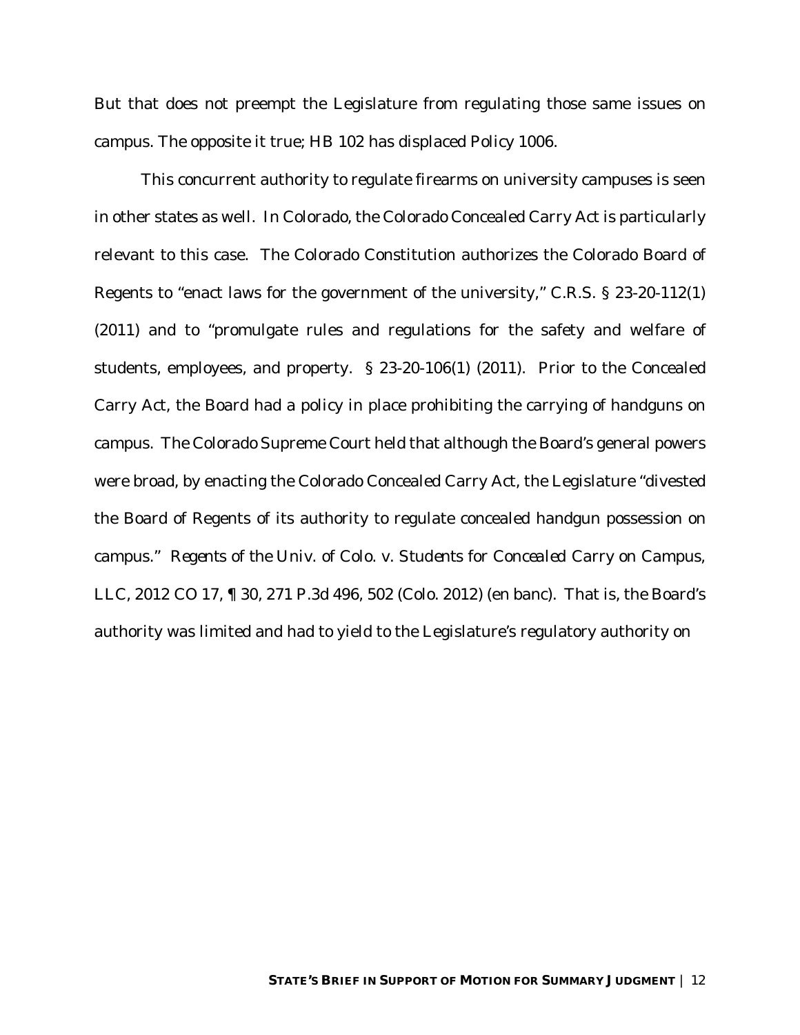But that does not preempt the Legislature from regulating those same issues on campus. The opposite it true; HB 102 has displaced Policy 1006.

This concurrent authority to regulate firearms on university campuses is seen in other states as well. In Colorado, the Colorado Concealed Carry Act is particularly relevant to this case. The Colorado Constitution authorizes the Colorado Board of Regents to "enact laws for the government of the university," C.R.S. § 23-20-112(1) (2011) and to "promulgate rules and regulations for the safety and welfare of students, employees, and property. § 23-20-106(1) (2011). Prior to the Concealed Carry Act, the Board had a policy in place prohibiting the carrying of handguns on campus. The Colorado Supreme Court held that although the Board's general powers were broad, by enacting the Colorado Concealed Carry Act, the Legislature "divested the Board of Regents of its authority to regulate concealed handgun possession on campus." *Regents of the Univ. of Colo. v. Students for Concealed Carry on Campus, LLC*, 2012 CO 17, ¶ 30, 271 P.3d 496, 502 (Colo. 2012) (en banc). That is, the Board's authority was limited and had to yield to the Legislature's regulatory authority on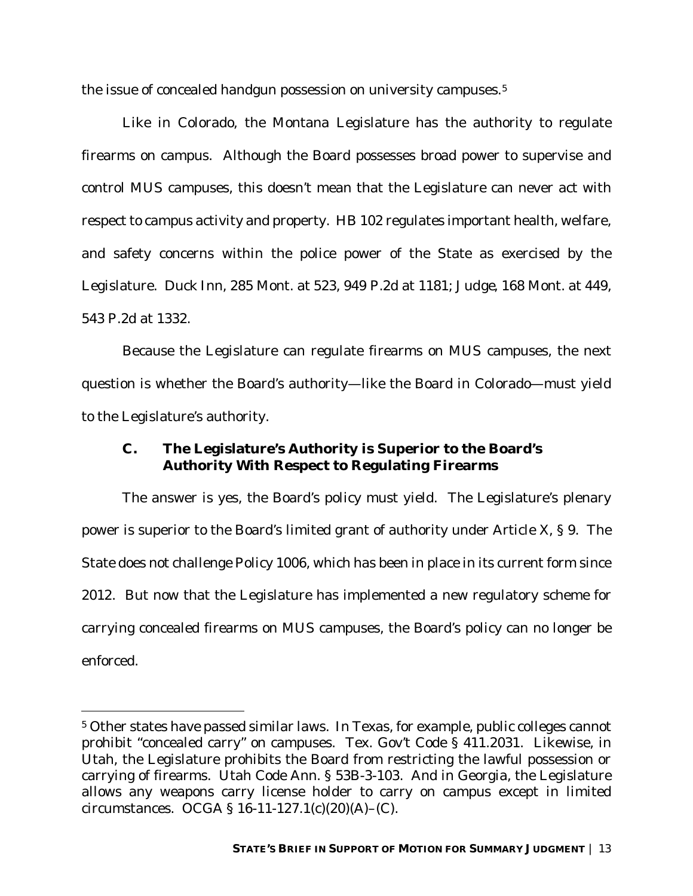the issue of concealed handgun possession on university campuses.[5]

Like in Colorado, the Montana Legislature has the authority to regulate firearms on campus. Although the Board possesses broad power to supervise and control MUS campuses, this doesn't mean that the Legislature can never act with respect to campus activity and property. HB 102 regulates important health, welfare, and safety concerns within the police power of the State as exercised by the Legislature. *Duck Inn*, 285 Mont. at 523, 949 P.2d at 1181; *Judge*, 168 Mont. at 449, 543 P.2d at 1332.

Because the Legislature can regulate firearms on MUS campuses, the next question is whether the Board's authority—like the Board in Colorado—must yield to the Legislature's authority.

### C. The Legislature's Authority is Superior to the Board's Authority With Respect to Regulating Firearms

The answer is yes, the Board's policy must yield. The Legislature's plenary power is superior to the Board's limited grant of authority under Article X, § 9. The State does not challenge Policy 1006, which has been in place in its current form since 2012. But now that the Legislature has implemented a new regulatory scheme for carrying concealed firearms on MUS campuses, the Board's policy can no longer be enforced.

---

[5] Other states have passed similar laws. In Texas, for example, public colleges cannot prohibit "concealed carry" on campuses. Tex. Gov't Code § 411.2031. Likewise, in Utah, the Legislature prohibits the Board from restricting the lawful possession or carrying of firearms. Utah Code Ann. § 53B-3-103. And in Georgia, the Legislature allows any weapons carry license holder to carry on campus except in limited circumstances. OCGA § 16-11-127.1(c)(20)(A)–(C).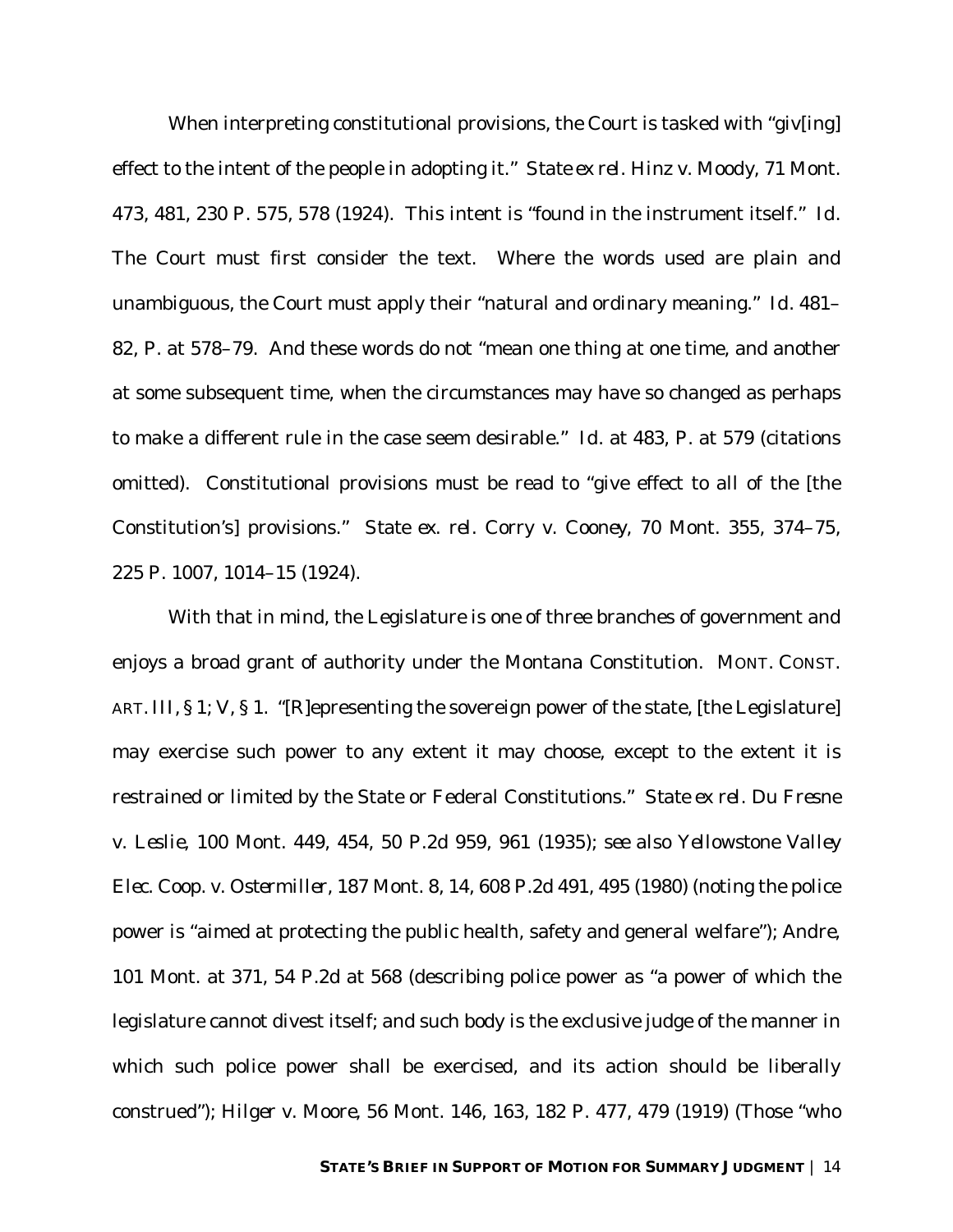When interpreting constitutional provisions, the Court is tasked with "giv[ing] effect to the intent of the people in adopting it." *State ex rel. Hinz v. Moody*, 71 Mont. 473, 481, 230 P. 575, 578 (1924). This intent is "found in the instrument itself." *Id.* The Court must first consider the text. Where the words used are plain and unambiguous, the Court must apply their "natural and ordinary meaning." *Id.* 481–82, P. at 578–79. And these words do not "mean one thing at one time, and another at some subsequent time, when the circumstances may have so changed as perhaps to make a different rule in the case seem desirable." *Id.* at 483, P. at 579 (citations omitted). Constitutional provisions must be read to "give effect to all of the [the Constitution's] provisions." *State ex. rel. Corry v. Cooney*, 70 Mont. 355, 374–75, 225 P. 1007, 1014–15 (1924).

With that in mind, the Legislature is one of three branches of government and enjoys a broad grant of authority under the Montana Constitution. MONT. CONST. ART. III, § 1; V, § 1. "[R]epresenting the sovereign power of the state, [the Legislature] may exercise such power to any extent it may choose, except to the extent it is restrained or limited by the State or Federal Constitutions." *State ex rel. Du Fresne v. Leslie*, 100 Mont. 449, 454, 50 P.2d 959, 961 (1935); *see also Yellowstone Valley Elec. Coop. v. Ostermiller*, 187 Mont. 8, 14, 608 P.2d 491, 495 (1980) (noting the police power is "aimed at protecting the public health, safety and general welfare"); *Andre*, 101 Mont. at 371, 54 P.2d at 568 (describing police power as "a power of which the legislature cannot divest itself; and such body is the exclusive judge of the manner in which such police power shall be exercised, and its action should be liberally construed"); *Hilger v. Moore*, 56 Mont. 146, 163, 182 P. 477, 479 (1919) (Those "who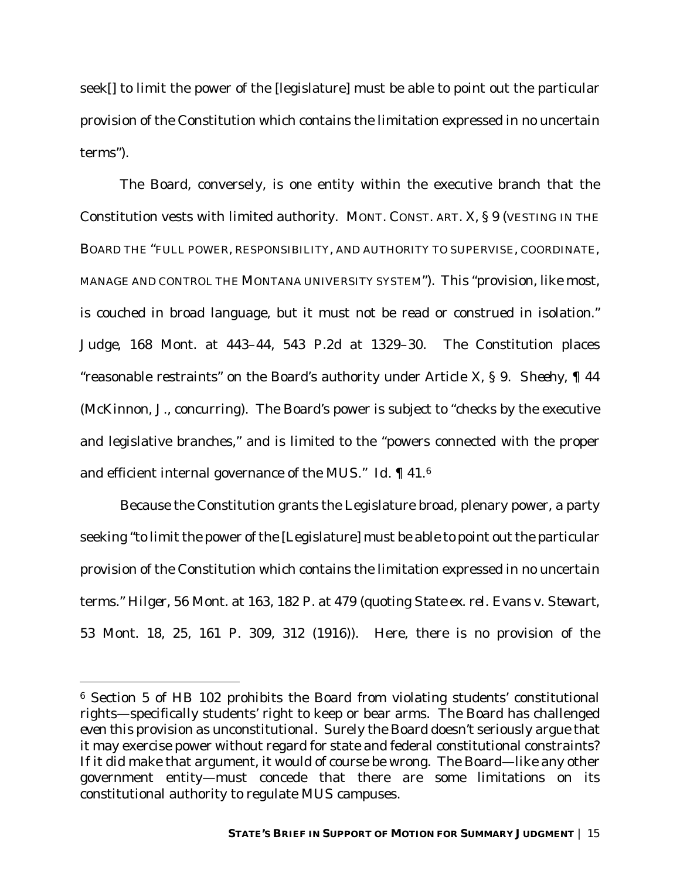seek[] to limit the power of the [legislature] must be able to point out the particular provision of the Constitution which contains the limitation expressed in no uncertain terms").

The Board, conversely, is one entity within the executive branch that the Constitution vests with limited authority. MONT. CONST. ART. X, § 9 (VESTING IN THE BOARD THE "FULL POWER, RESPONSIBILITY, AND AUTHORITY TO SUPERVISE, COORDINATE, MANAGE AND CONTROL THE MONTANA UNIVERSITY SYSTEM"). This "provision, like most, is couched in broad language, but it must not be read or construed in isolation." *Judge*, 168 Mont. at 443–44, 543 P.2d at 1329–30. The Constitution places "reasonable restraints" on the Board's authority under Article X, § 9. *Sheehy*, ¶ 44 (McKinnon, J., concurring). The Board's power is subject to "checks by the executive and legislative branches," and is limited to the "powers connected with the proper and efficient internal governance of the MUS." *Id.* ¶ 41.[6]

Because the Constitution grants the Legislature broad, plenary power, a party seeking "to limit the power of the [Legislature] must be able to point out the particular provision of the Constitution which contains the limitation expressed in no uncertain terms." *Hilger*, 56 Mont. at 163, 182 P. at 479 (quoting *State ex. rel. Evans v. Stewart*, 53 Mont. 18, 25, 161 P. 309, 312 (1916)). Here, there is no provision of the

---

[6] Section 5 of HB 102 prohibits the Board from violating students' constitutional rights—specifically students' right to keep or bear arms. The Board has challenged *even this provision* as unconstitutional. Surely the Board doesn't seriously argue that it may exercise power without regard for state and federal constitutional constraints? If it did make that argument, it would of course be wrong. The Board—like any other government entity—must concede that there are some limitations on its constitutional authority to regulate MUS campuses.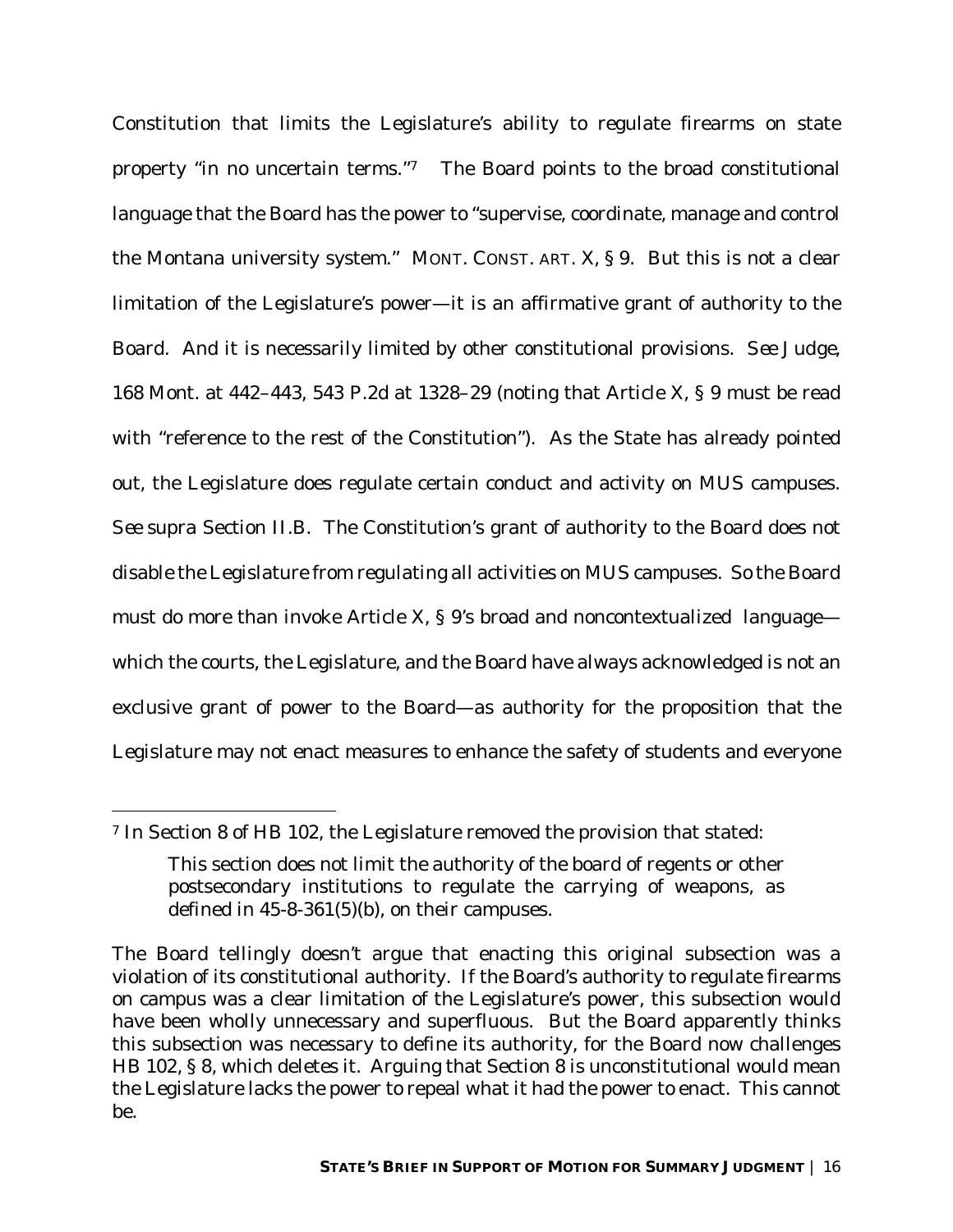Constitution that limits the Legislature's ability to regulate firearms on state property "in no uncertain terms."[7] The Board points to the broad constitutional language that the Board has the power to "supervise, coordinate, manage and control the Montana university system." MONT. CONST. ART. X, § 9. But this is not a clear limitation of the Legislature's power—it is an affirmative grant of authority to the Board. And it is necessarily limited by other constitutional provisions. *See Judge*, 168 Mont. at 442–443, 543 P.2d at 1328–29 (noting that Article X, § 9 must be read with "reference to the rest of the Constitution"). As the State has already pointed out, the Legislature does regulate certain conduct and activity on MUS campuses. *See supra* Section II.B. The Constitution's grant of authority to the Board does not disable the Legislature from regulating all activities on MUS campuses. So the Board must do more than invoke Article X, § 9's broad and noncontextualized language—which the courts, the Legislature, and the Board have always acknowledged is not an exclusive grant of power to the Board—as authority for the proposition that the Legislature may not enact measures to enhance the safety of students and everyone

---

[7] In Section 8 of HB 102, the Legislature removed the provision that stated:

> This section does not limit the authority of the board of regents or other postsecondary institutions to regulate the carrying of weapons, as defined in 45-8-361(5)(b), on their campuses.

The Board tellingly doesn't argue that enacting this original subsection was a violation of its constitutional authority. If the Board's authority to regulate firearms on campus was a clear limitation of the Legislature's power, this subsection would have been wholly unnecessary and superfluous. But the Board apparently thinks this subsection was necessary to define its authority, for the Board now challenges HB 102, § 8, which deletes it. Arguing that Section 8 is unconstitutional would mean the Legislature lacks the power to repeal what it had the power to enact. This cannot be.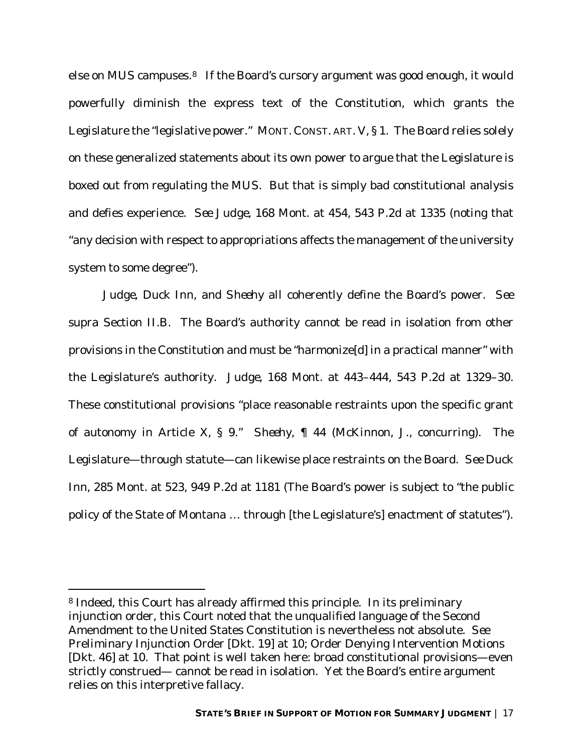else on MUS campuses.[8] If the Board's cursory argument was good enough, it would powerfully diminish the express text of the Constitution, which grants the Legislature the "legislative power." MONT. CONST. ART. V, § 1. The Board relies solely on these generalized statements about its own power to argue that the Legislature is boxed out from regulating the MUS. But that is simply bad constitutional analysis and defies experience. *See Judge*, 168 Mont. at 454, 543 P.2d at 1335 (noting that "any decision with respect to appropriations affects the management of the university system to some degree").

*Judge*, *Duck Inn*, and *Sheehy* all coherently define the Board's power. *See supra* Section II.B. The Board's authority cannot be read in isolation from other provisions in the Constitution and must be "harmonize[d] in a practical manner" with the Legislature's authority. *Judge*, 168 Mont. at 443–444, 543 P.2d at 1329–30. These constitutional provisions "place reasonable restraints upon the specific grant of autonomy in Article X, § 9." *Sheehy*, ¶ 44 (McKinnon, J., concurring). The Legislature—through statute—can likewise place restraints on the Board. *See Duck Inn*, 285 Mont. at 523, 949 P.2d at 1181 (The Board's power is subject to "the public policy of the State of Montana … through [the Legislature's] enactment of statutes").

---

[8] Indeed, this Court has already affirmed this principle. In its preliminary injunction order, this Court noted that the unqualified language of the Second Amendment to the United States Constitution is nevertheless not absolute. *See* Preliminary Injunction Order [Dkt. 19] at 10; Order Denying Intervention Motions [Dkt. 46] at 10. That point is well taken here: broad constitutional provisions—even strictly construed— cannot be read in isolation. Yet the Board's entire argument relies on this interpretive fallacy.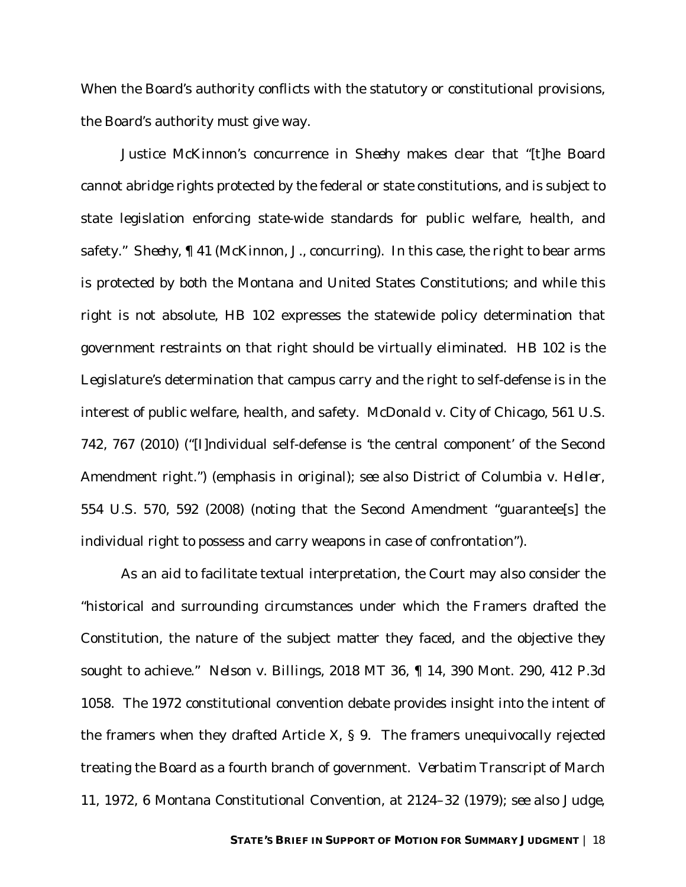When the Board's authority conflicts with the statutory or constitutional provisions, the Board's authority must give way.

Justice McKinnon's concurrence in *Sheehy* makes clear that "[t]he Board cannot abridge rights protected by the federal or state constitutions, and is subject to state legislation enforcing state-wide standards for public welfare, health, and safety." *Sheehy*, ¶ 41 (McKinnon, J., concurring). In this case, the right to bear arms is protected by both the Montana and United States Constitutions; and while this right is not absolute, HB 102 expresses the statewide policy determination that government restraints on that right should be virtually eliminated. HB 102 is the Legislature's determination that campus carry and the right to self-defense is in the interest of public welfare, health, and safety. *McDonald v. City of Chicago*, 561 U.S. 742, 767 (2010) ("[I]ndividual self-defense is 'the *central component*' of the Second Amendment right.") (emphasis in original); *see also District of Columbia v. Heller*, 554 U.S. 570, 592 (2008) (noting that the Second Amendment "guarantee[s] the individual right to possess and carry weapons in case of confrontation").

As an aid to facilitate textual interpretation, the Court may also consider the "historical and surrounding circumstances under which the Framers drafted the Constitution, the nature of the subject matter they faced, and the objective they sought to achieve." *Nelson v. Billings*, 2018 MT 36, ¶ 14, 390 Mont. 290, 412 P.3d 1058. The 1972 constitutional convention debate provides insight into the intent of the framers when they drafted Article X, § 9. The framers unequivocally rejected treating the Board as a fourth branch of government. *Verbatim Transcript of March 11, 1972*, 6 Montana Constitutional Convention, at 2124–32 (1979); *see also Judge*,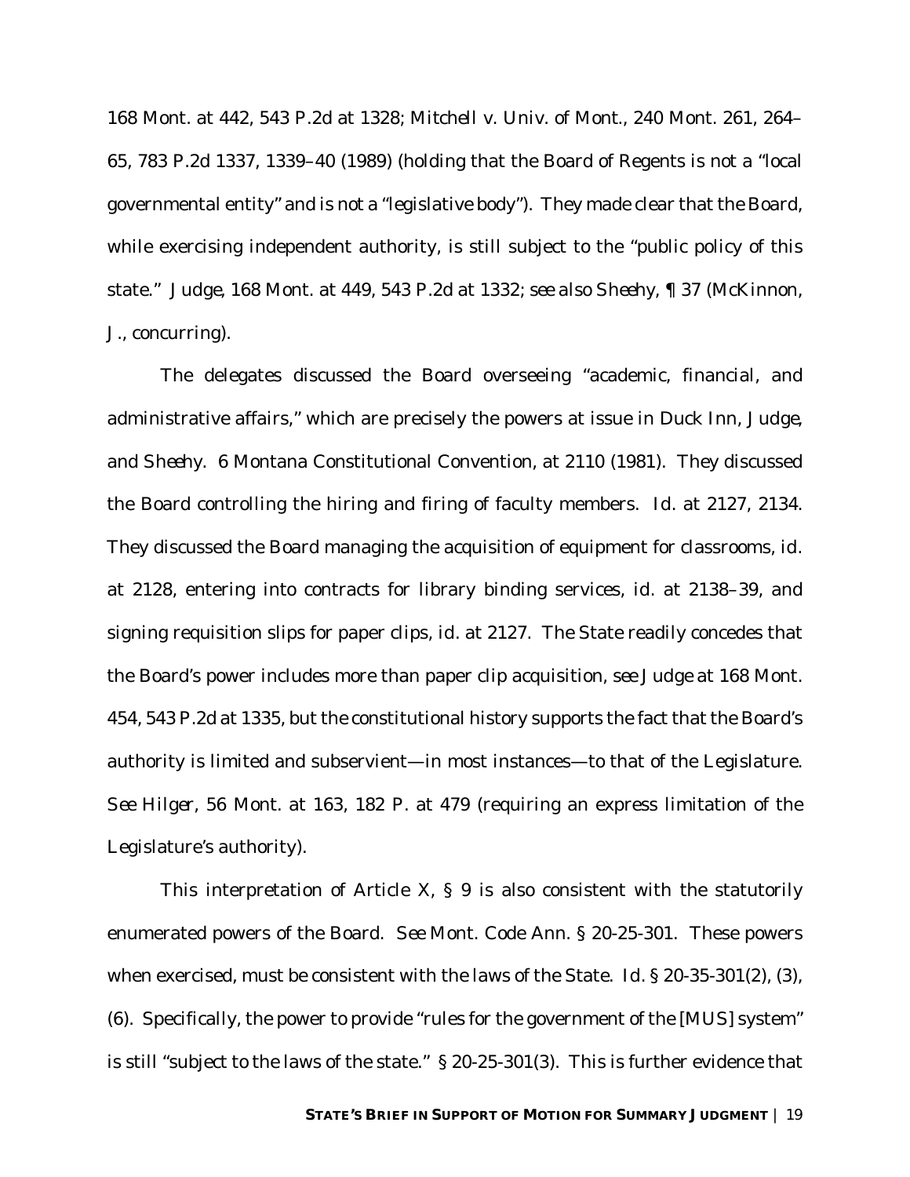168 Mont. at 442, 543 P.2d at 1328; *Mitchell v. Univ. of Mont.*, 240 Mont. 261, 264–65, 783 P.2d 1337, 1339–40 (1989) (holding that the Board of Regents is not a "local governmental entity" and is not a "legislative body"). They made clear that the Board, while exercising independent authority, is still subject to the "public policy of this state." *Judge*, 168 Mont. at 449, 543 P.2d at 1332; *see also Sheehy*, ¶ 37 (McKinnon, J., concurring).

The delegates discussed the Board overseeing "academic, financial, and administrative affairs," which are precisely the powers at issue in *Duck Inn*, *Judge*, and *Sheehy*. 6 Montana Constitutional Convention, at 2110 (1981). They discussed the Board controlling the hiring and firing of faculty members. *Id.* at 2127, 2134. They discussed the Board managing the acquisition of equipment for classrooms, *id.* at 2128, entering into contracts for library binding services, *id.* at 2138–39, and signing requisition slips for paper clips, *id.* at 2127. The State readily concedes that the Board's power includes more than paper clip acquisition, *see Judge* at 168 Mont. 454, 543 P.2d at 1335, but the constitutional history supports the fact that the Board's authority is limited and subservient—in most instances—to that of the Legislature. *See Hilger*, 56 Mont. at 163, 182 P. at 479 (requiring an express limitation of the Legislature's authority).

This interpretation of Article X, § 9 is also consistent with the statutorily enumerated powers of the Board. *See* Mont. Code Ann. § 20-25-301. These powers when exercised, must be consistent with the laws of the State. *Id.* § 20-35-301(2), (3), (6). Specifically, the power to provide "rules for the government of the [MUS] system" is still "subject to the laws of the state." § 20-25-301(3). This is further evidence that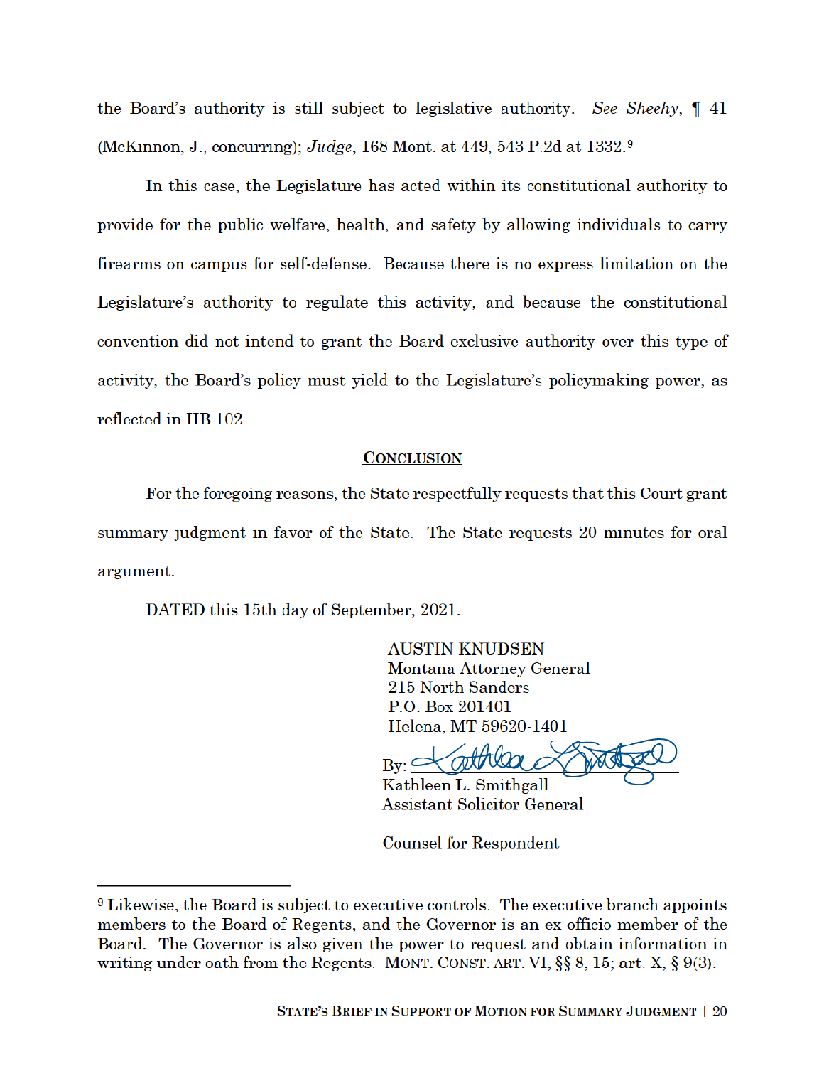the Board's authority is still subject to legislative authority. *See Sheehy*, ¶ 41 (McKinnon, J., concurring); *Judge*, 168 Mont. at 449, 543 P.2d at 1332.[9]

In this case, the Legislature has acted within its constitutional authority to provide for the public welfare, health, and safety by allowing individuals to carry firearms on campus for self-defense. Because there is no express limitation on the Legislature's authority to regulate this activity, and because the constitutional convention did not intend to grant the Board exclusive authority over this type of activity, the Board's policy must yield to the Legislature's policymaking power, as reflected in HB 102.

## CONCLUSION

For the foregoing reasons, the State respectfully requests that this Court grant summary judgment in favor of the State. The State requests 20 minutes for oral argument.

DATED this 15th day of September, 2021.

AUSTIN KNUDSEN
Montana Attorney General
215 North Sanders
P.O. Box 201401
Helena, MT 59620-1401

By: [signature]
Kathleen L. Smithgall
Assistant Solicitor General

Counsel for Respondent

---

[9] Likewise, the Board is subject to executive controls. The executive branch appoints members to the Board of Regents, and the Governor is an ex officio member of the Board. The Governor is also given the power to request and obtain information in writing under oath from the Regents. MONT. CONST. ART. VI, §§ 8, 15; art. X, § 9(3).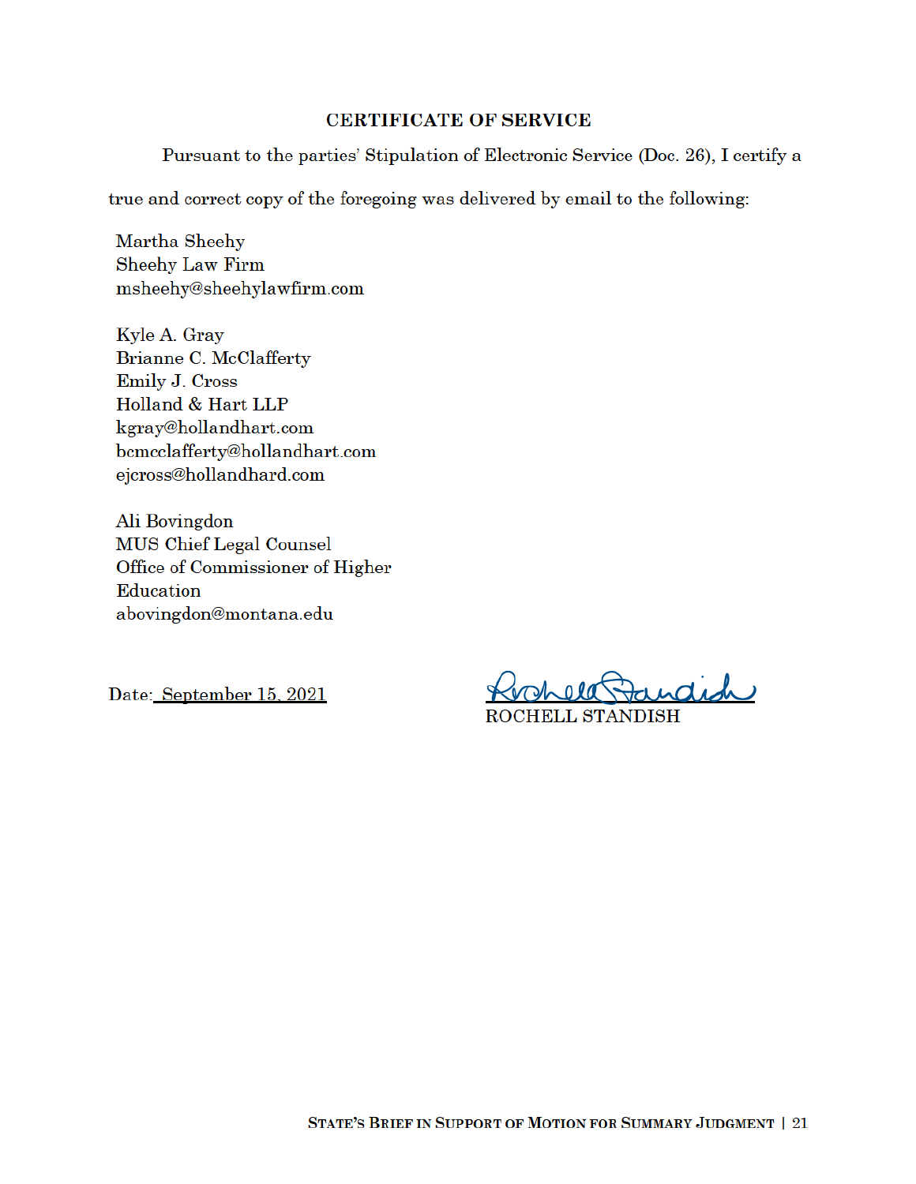## CERTIFICATE OF SERVICE

Pursuant to the parties' Stipulation of Electronic Service (Doc. 26), I certify a true and correct copy of the foregoing was delivered by email to the following:

Martha Sheehy  
Sheehy Law Firm  
msheehy@sheehylawfirm.com

Kyle A. Gray  
Brianne C. McClafferty  
Emily J. Cross  
Holland & Hart LLP  
kgray@hollandhart.com  
bcmcclafferty@hollandhart.com  
ejcross@hollandhard.com

Ali Bovingdon  
MUS Chief Legal Counsel  
Office of Commissioner of Higher Education  
abovingdon@montana.edu

Date: September 15, 2021

ROCHELL STANDISH